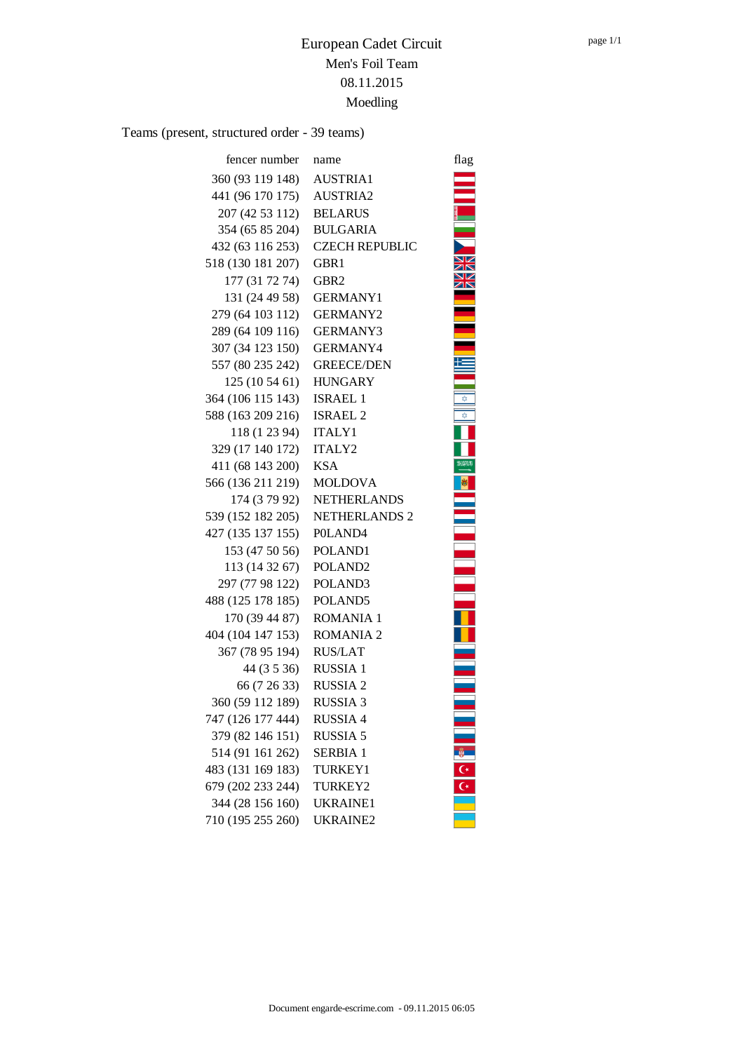# European Cadet Circuit

## Men's Foil Team

## 08.11.2015

## Moedling

Teams (present, structured order - 39 teams)

| fencer number | name | flag |
|---|---|---|
| 360 (93 119 148) | AUSTRIA1 | |
| 441 (96 170 175) | AUSTRIA2 | |
| 207 (42 53 112) | BELARUS | |
| 354 (65 85 204) | BULGARIA | |
| 432 (63 116 253) | CZECH REPUBLIC | |
| 518 (130 181 207) | GBR1 | |
| 177 (31 72 74) | GBR2 | |
| 131 (24 49 58) | GERMANY1 | |
| 279 (64 103 112) | GERMANY2 | |
| 289 (64 109 116) | GERMANY3 | |
| 307 (34 123 150) | GERMANY4 | |
| 557 (80 235 242) | GREECE/DEN | |
| 125 (10 54 61) | HUNGARY | |
| 364 (106 115 143) | ISRAEL 1 | |
| 588 (163 209 216) | ISRAEL 2 | |
| 118 (1 23 94) | ITALY1 | |
| 329 (17 140 172) | ITALY2 | |
| 411 (68 143 200) | KSA | |
| 566 (136 211 219) | MOLDOVA | |
| 174 (3 79 92) | NETHERLANDS | |
| 539 (152 182 205) | NETHERLANDS 2 | |
| 427 (135 137 155) | P0LAND4 | |
| 153 (47 50 56) | POLAND1 | |
| 113 (14 32 67) | POLAND2 | |
| 297 (77 98 122) | POLAND3 | |
| 488 (125 178 185) | POLAND5 | |
| 170 (39 44 87) | ROMANIA 1 | |
| 404 (104 147 153) | ROMANIA 2 | |
| 367 (78 95 194) | RUS/LAT | |
| 44 (3 5 36) | RUSSIA 1 | |
| 66 (7 26 33) | RUSSIA 2 | |
| 360 (59 112 189) | RUSSIA 3 | |
| 747 (126 177 444) | RUSSIA 4 | |
| 379 (82 146 151) | RUSSIA 5 | |
| 514 (91 161 262) | SERBIA 1 | |
| 483 (131 169 183) | TURKEY1 | |
| 679 (202 233 244) | TURKEY2 | |
| 344 (28 156 160) | UKRAINE1 | |
| 710 (195 255 260) | UKRAINE2 | |

Document engarde-escrime.com - 09.11.2015 06:05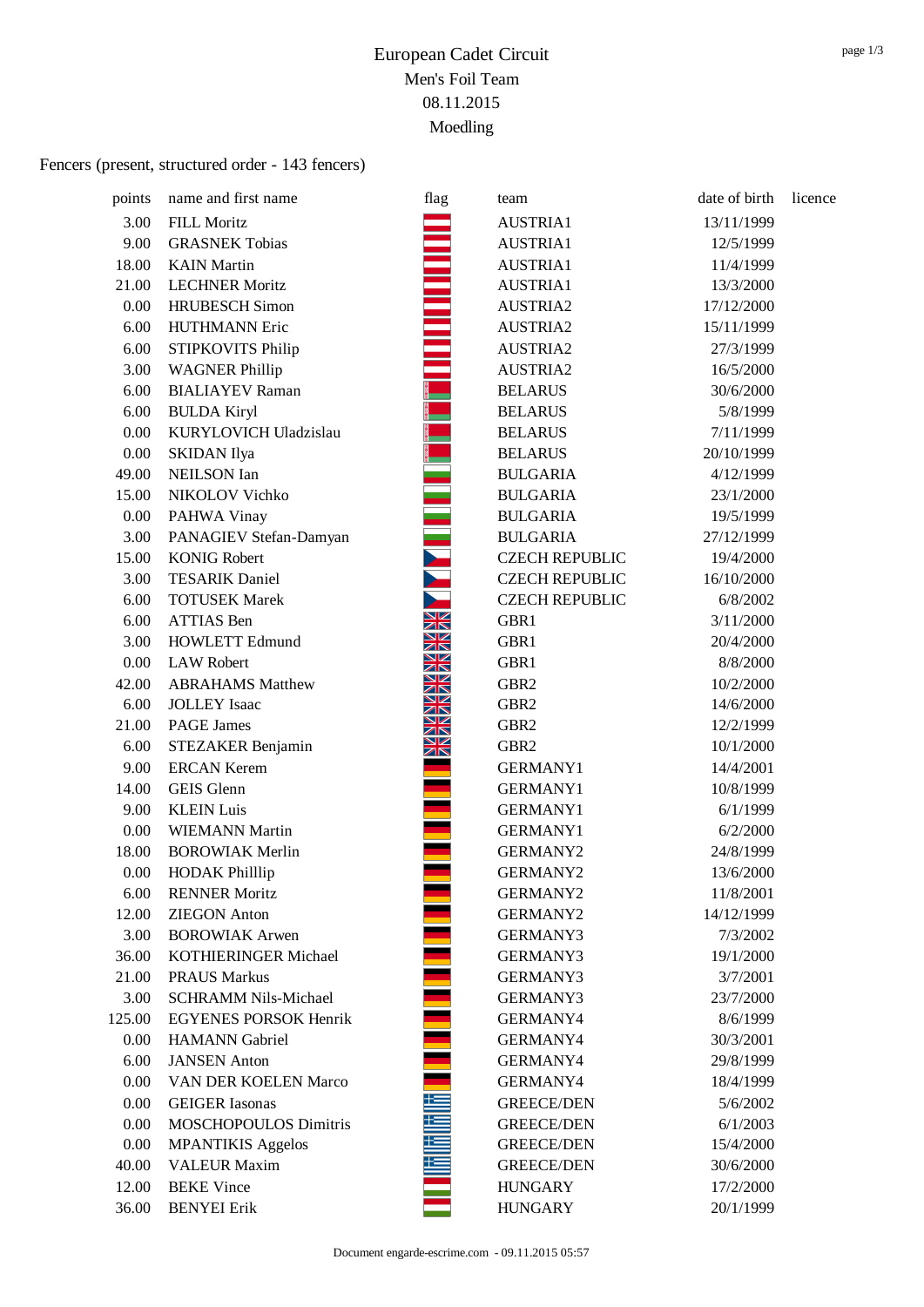# European Cadet Circuit
## Men's Foil Team
## 08.11.2015
## Moedling

Fencers (present, structured order - 143 fencers)

| points | name and first name | flag | team | date of birth | licence |
|---|---|---|---|---|---|
| 3.00 | FILL Moritz | | AUSTRIA1 | 13/11/1999 | |
| 9.00 | GRASNEK Tobias | | AUSTRIA1 | 12/5/1999 | |
| 18.00 | KAIN Martin | | AUSTRIA1 | 11/4/1999 | |
| 21.00 | LECHNER Moritz | | AUSTRIA1 | 13/3/2000 | |
| 0.00 | HRUBESCH Simon | | AUSTRIA2 | 17/12/2000 | |
| 6.00 | HUTHMANN Eric | | AUSTRIA2 | 15/11/1999 | |
| 6.00 | STIPKOVITS Philip | | AUSTRIA2 | 27/3/1999 | |
| 3.00 | WAGNER Phillip | | AUSTRIA2 | 16/5/2000 | |
| 6.00 | BIALIAYEV Raman | | BELARUS | 30/6/2000 | |
| 6.00 | BULDA Kiryl | | BELARUS | 5/8/1999 | |
| 0.00 | KURYLOVICH Uladzislau | | BELARUS | 7/11/1999 | |
| 0.00 | SKIDAN Ilya | | BELARUS | 20/10/1999 | |
| 49.00 | NEILSON Ian | | BULGARIA | 4/12/1999 | |
| 15.00 | NIKOLOV Vichko | | BULGARIA | 23/1/2000 | |
| 0.00 | PAHWA Vinay | | BULGARIA | 19/5/1999 | |
| 3.00 | PANAGIEV Stefan-Damyan | | BULGARIA | 27/12/1999 | |
| 15.00 | KONIG Robert | | CZECH REPUBLIC | 19/4/2000 | |
| 3.00 | TESARIK Daniel | | CZECH REPUBLIC | 16/10/2000 | |
| 6.00 | TOTUSEK Marek | | CZECH REPUBLIC | 6/8/2002 | |
| 6.00 | ATTIAS Ben | | GBR1 | 3/11/2000 | |
| 3.00 | HOWLETT Edmund | | GBR1 | 20/4/2000 | |
| 0.00 | LAW Robert | | GBR1 | 8/8/2000 | |
| 42.00 | ABRAHAMS Matthew | | GBR2 | 10/2/2000 | |
| 6.00 | JOLLEY Isaac | | GBR2 | 14/6/2000 | |
| 21.00 | PAGE James | | GBR2 | 12/2/1999 | |
| 6.00 | STEZAKER Benjamin | | GBR2 | 10/1/2000 | |
| 9.00 | ERCAN Kerem | | GERMANY1 | 14/4/2001 | |
| 14.00 | GEIS Glenn | | GERMANY1 | 10/8/1999 | |
| 9.00 | KLEIN Luis | | GERMANY1 | 6/1/1999 | |
| 0.00 | WIEMANN Martin | | GERMANY1 | 6/2/2000 | |
| 18.00 | BOROWIAK Merlin | | GERMANY2 | 24/8/1999 | |
| 0.00 | HODAK Philllip | | GERMANY2 | 13/6/2000 | |
| 6.00 | RENNER Moritz | | GERMANY2 | 11/8/2001 | |
| 12.00 | ZIEGON Anton | | GERMANY2 | 14/12/1999 | |
| 3.00 | BOROWIAK Arwen | | GERMANY3 | 7/3/2002 | |
| 36.00 | KOTHIERINGER Michael | | GERMANY3 | 19/1/2000 | |
| 21.00 | PRAUS Markus | | GERMANY3 | 3/7/2001 | |
| 3.00 | SCHRAMM Nils-Michael | | GERMANY3 | 23/7/2000 | |
| 125.00 | EGYENES PORSOK Henrik | | GERMANY4 | 8/6/1999 | |
| 0.00 | HAMANN Gabriel | | GERMANY4 | 30/3/2001 | |
| 6.00 | JANSEN Anton | | GERMANY4 | 29/8/1999 | |
| 0.00 | VAN DER KOELEN Marco | | GERMANY4 | 18/4/1999 | |
| 0.00 | GEIGER Iasonas | | GREECE/DEN | 5/6/2002 | |
| 0.00 | MOSCHOPOULOS Dimitris | | GREECE/DEN | 6/1/2003 | |
| 0.00 | MPANTIKIS Aggelos | | GREECE/DEN | 15/4/2000 | |
| 40.00 | VALEUR Maxim | | GREECE/DEN | 30/6/2000 | |
| 12.00 | BEKE Vince | | HUNGARY | 17/2/2000 | |
| 36.00 | BENYEI Erik | | HUNGARY | 20/1/1999 | |

Document engarde-escrime.com - 09.11.2015 05:57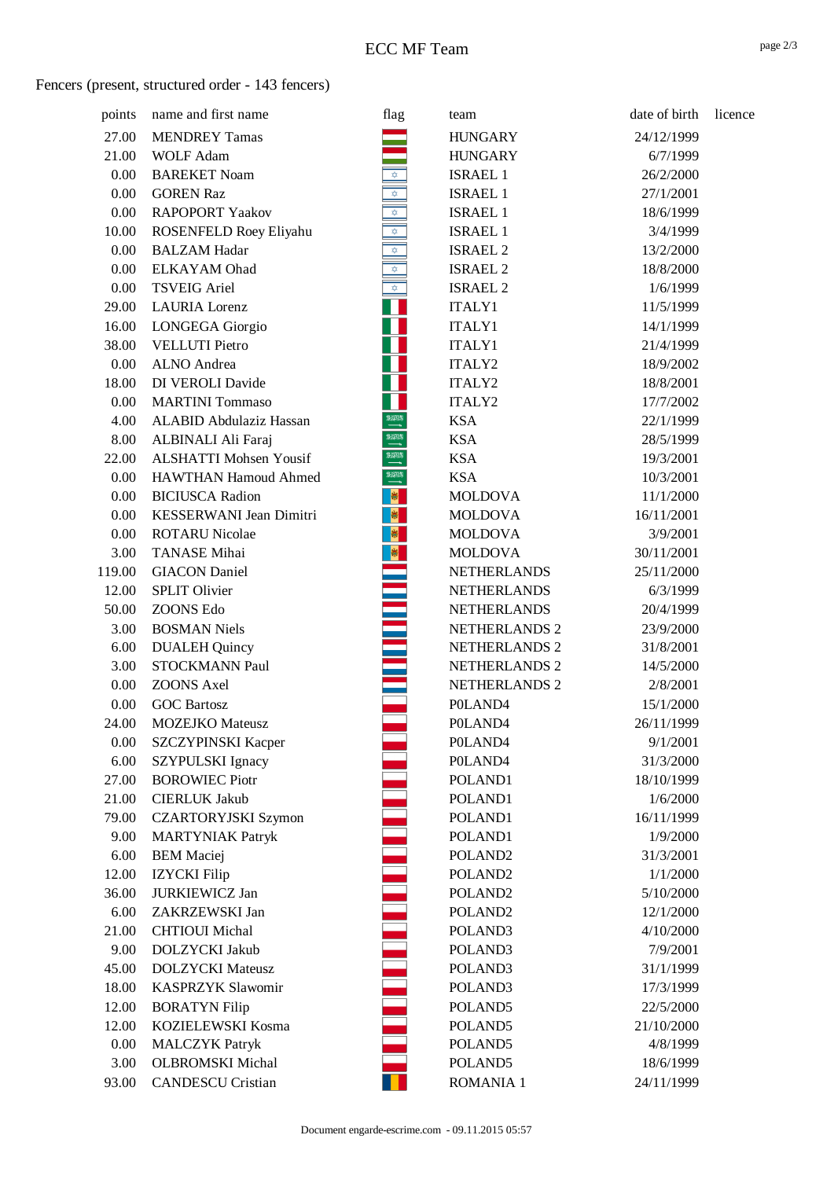# ECC MF Team

Fencers (present, structured order - 143 fencers)

| points | name and first name | flag | team | date of birth | licence |
|---|---|---|---|---|---|
| 27.00 | MENDREY Tamas | | HUNGARY | 24/12/1999 | |
| 21.00 | WOLF Adam | | HUNGARY | 6/7/1999 | |
| 0.00 | BAREKET Noam | | ISRAEL 1 | 26/2/2000 | |
| 0.00 | GOREN Raz | | ISRAEL 1 | 27/1/2001 | |
| 0.00 | RAPOPORT Yaakov | | ISRAEL 1 | 18/6/1999 | |
| 10.00 | ROSENFELD Roey Eliyahu | | ISRAEL 1 | 3/4/1999 | |
| 0.00 | BALZAM Hadar | | ISRAEL 2 | 13/2/2000 | |
| 0.00 | ELKAYAM Ohad | | ISRAEL 2 | 18/8/2000 | |
| 0.00 | TSVEIG Ariel | | ISRAEL 2 | 1/6/1999 | |
| 29.00 | LAURIA Lorenz | | ITALY1 | 11/5/1999 | |
| 16.00 | LONGEGA Giorgio | | ITALY1 | 14/1/1999 | |
| 38.00 | VELLUTI Pietro | | ITALY1 | 21/4/1999 | |
| 0.00 | ALNO Andrea | | ITALY2 | 18/9/2002 | |
| 18.00 | DI VEROLI Davide | | ITALY2 | 18/8/2001 | |
| 0.00 | MARTINI Tommaso | | ITALY2 | 17/7/2002 | |
| 4.00 | ALABID Abdulaziz Hassan | | KSA | 22/1/1999 | |
| 8.00 | ALBINALI Ali Faraj | | KSA | 28/5/1999 | |
| 22.00 | ALSHATTI Mohsen Yousif | | KSA | 19/3/2001 | |
| 0.00 | HAWTHAN Hamoud Ahmed | | KSA | 10/3/2001 | |
| 0.00 | BICIUSCA Radion | | MOLDOVA | 11/1/2000 | |
| 0.00 | KESSERWANI Jean Dimitri | | MOLDOVA | 16/11/2001 | |
| 0.00 | ROTARU Nicolae | | MOLDOVA | 3/9/2001 | |
| 3.00 | TANASE Mihai | | MOLDOVA | 30/11/2001 | |
| 119.00 | GIACON Daniel | | NETHERLANDS | 25/11/2000 | |
| 12.00 | SPLIT Olivier | | NETHERLANDS | 6/3/1999 | |
| 50.00 | ZOONS Edo | | NETHERLANDS | 20/4/1999 | |
| 3.00 | BOSMAN Niels | | NETHERLANDS 2 | 23/9/2000 | |
| 6.00 | DUALEH Quincy | | NETHERLANDS 2 | 31/8/2001 | |
| 3.00 | STOCKMANN Paul | | NETHERLANDS 2 | 14/5/2000 | |
| 0.00 | ZOONS Axel | | NETHERLANDS 2 | 2/8/2001 | |
| 0.00 | GOC Bartosz | | P0LAND4 | 15/1/2000 | |
| 24.00 | MOZEJKO Mateusz | | P0LAND4 | 26/11/1999 | |
| 0.00 | SZCZYPINSKI Kacper | | P0LAND4 | 9/1/2001 | |
| 6.00 | SZYPULSKI Ignacy | | P0LAND4 | 31/3/2000 | |
| 27.00 | BOROWIEC Piotr | | POLAND1 | 18/10/1999 | |
| 21.00 | CIERLUK Jakub | | POLAND1 | 1/6/2000 | |
| 79.00 | CZARTORYJSKI Szymon | | POLAND1 | 16/11/1999 | |
| 9.00 | MARTYNIAK Patryk | | POLAND1 | 1/9/2000 | |
| 6.00 | BEM Maciej | | POLAND2 | 31/3/2001 | |
| 12.00 | IZYCKI Filip | | POLAND2 | 1/1/2000 | |
| 36.00 | JURKIEWICZ Jan | | POLAND2 | 5/10/2000 | |
| 6.00 | ZAKRZEWSKI Jan | | POLAND2 | 12/1/2000 | |
| 21.00 | CHTIOUI Michal | | POLAND3 | 4/10/2000 | |
| 9.00 | DOLZYCKI Jakub | | POLAND3 | 7/9/2001 | |
| 45.00 | DOLZYCKI Mateusz | | POLAND3 | 31/1/1999 | |
| 18.00 | KASPRZYK Slawomir | | POLAND3 | 17/3/1999 | |
| 12.00 | BORATYN Filip | | POLAND5 | 22/5/2000 | |
| 12.00 | KOZIELEWSKI Kosma | | POLAND5 | 21/10/2000 | |
| 0.00 | MALCZYK Patryk | | POLAND5 | 4/8/1999 | |
| 3.00 | OLBROMSKI Michal | | POLAND5 | 18/6/1999 | |
| 93.00 | CANDESCU Cristian | | ROMANIA 1 | 24/11/1999 | |

Document engarde-escrime.com - 09.11.2015 05:57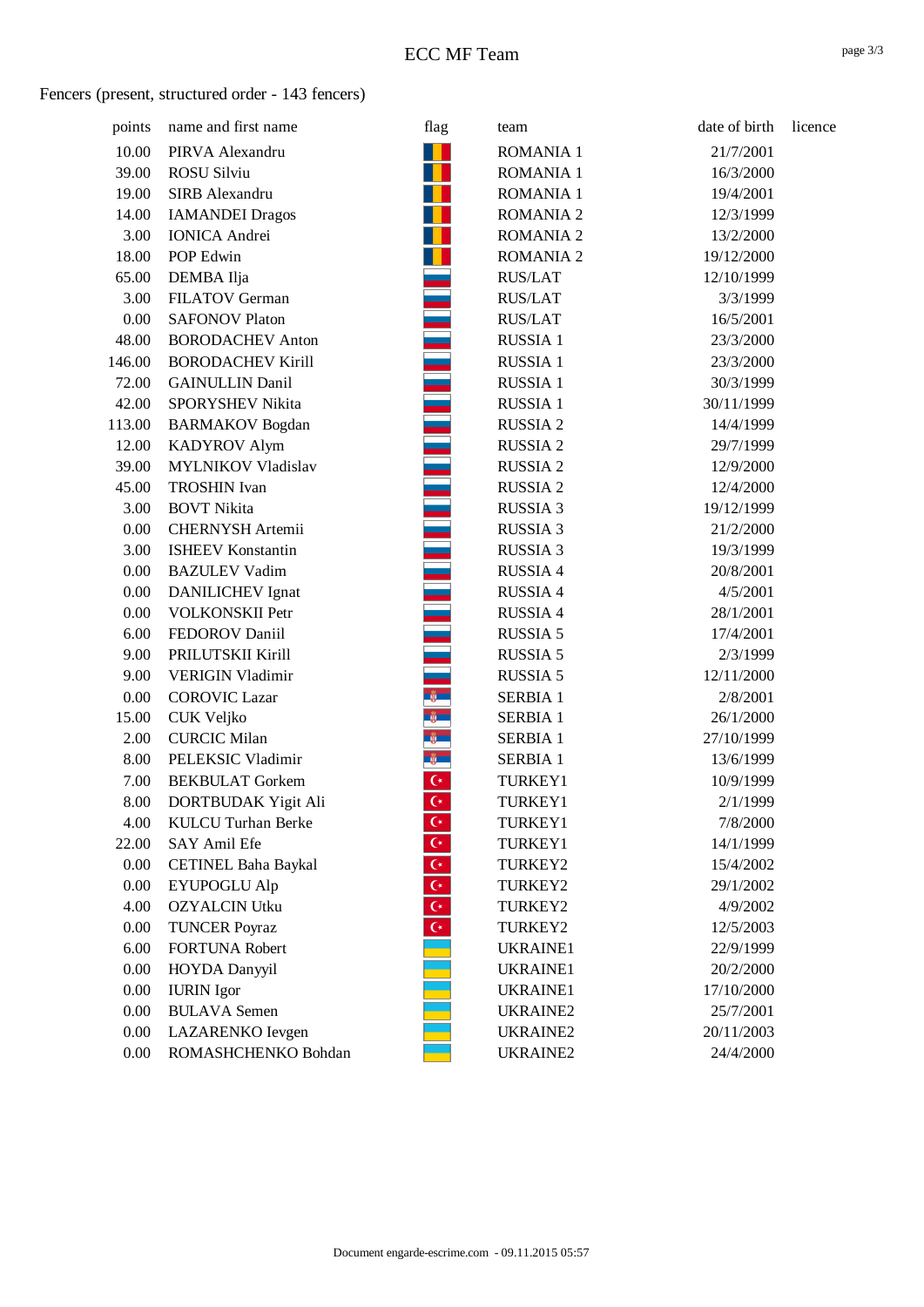# ECC MF Team

Fencers (present, structured order - 143 fencers)

| points | name and first name | flag | team | date of birth | licence |
|---|---|---|---|---|---|
| 10.00 | PIRVA Alexandru | | ROMANIA 1 | 21/7/2001 | |
| 39.00 | ROSU Silviu | | ROMANIA 1 | 16/3/2000 | |
| 19.00 | SIRB Alexandru | | ROMANIA 1 | 19/4/2001 | |
| 14.00 | IAMANDEI Dragos | | ROMANIA 2 | 12/3/1999 | |
| 3.00 | IONICA Andrei | | ROMANIA 2 | 13/2/2000 | |
| 18.00 | POP Edwin | | ROMANIA 2 | 19/12/2000 | |
| 65.00 | DEMBA Ilja | | RUS/LAT | 12/10/1999 | |
| 3.00 | FILATOV German | | RUS/LAT | 3/3/1999 | |
| 0.00 | SAFONOV Platon | | RUS/LAT | 16/5/2001 | |
| 48.00 | BORODACHEV Anton | | RUSSIA 1 | 23/3/2000 | |
| 146.00 | BORODACHEV Kirill | | RUSSIA 1 | 23/3/2000 | |
| 72.00 | GAINULLIN Danil | | RUSSIA 1 | 30/3/1999 | |
| 42.00 | SPORYSHEV Nikita | | RUSSIA 1 | 30/11/1999 | |
| 113.00 | BARMAKOV Bogdan | | RUSSIA 2 | 14/4/1999 | |
| 12.00 | KADYROV Alym | | RUSSIA 2 | 29/7/1999 | |
| 39.00 | MYLNIKOV Vladislav | | RUSSIA 2 | 12/9/2000 | |
| 45.00 | TROSHIN Ivan | | RUSSIA 2 | 12/4/2000 | |
| 3.00 | BOVT Nikita | | RUSSIA 3 | 19/12/1999 | |
| 0.00 | CHERNYSH Artemii | | RUSSIA 3 | 21/2/2000 | |
| 3.00 | ISHEEV Konstantin | | RUSSIA 3 | 19/3/1999 | |
| 0.00 | BAZULEV Vadim | | RUSSIA 4 | 20/8/2001 | |
| 0.00 | DANILICHEV Ignat | | RUSSIA 4 | 4/5/2001 | |
| 0.00 | VOLKONSKII Petr | | RUSSIA 4 | 28/1/2001 | |
| 6.00 | FEDOROV Daniil | | RUSSIA 5 | 17/4/2001 | |
| 9.00 | PRILUTSKII Kirill | | RUSSIA 5 | 2/3/1999 | |
| 9.00 | VERIGIN Vladimir | | RUSSIA 5 | 12/11/2000 | |
| 0.00 | COROVIC Lazar | | SERBIA 1 | 2/8/2001 | |
| 15.00 | CUK Veljko | | SERBIA 1 | 26/1/2000 | |
| 2.00 | CURCIC Milan | | SERBIA 1 | 27/10/1999 | |
| 8.00 | PELEKSIC Vladimir | | SERBIA 1 | 13/6/1999 | |
| 7.00 | BEKBULAT Gorkem | | TURKEY1 | 10/9/1999 | |
| 8.00 | DORTBUDAK Yigit Ali | | TURKEY1 | 2/1/1999 | |
| 4.00 | KULCU Turhan Berke | | TURKEY1 | 7/8/2000 | |
| 22.00 | SAY Amil Efe | | TURKEY1 | 14/1/1999 | |
| 0.00 | CETINEL Baha Baykal | | TURKEY2 | 15/4/2002 | |
| 0.00 | EYUPOGLU Alp | | TURKEY2 | 29/1/2002 | |
| 4.00 | OZYALCIN Utku | | TURKEY2 | 4/9/2002 | |
| 0.00 | TUNCER Poyraz | | TURKEY2 | 12/5/2003 | |
| 6.00 | FORTUNA Robert | | UKRAINE1 | 22/9/1999 | |
| 0.00 | HOYDA Danyyil | | UKRAINE1 | 20/2/2000 | |
| 0.00 | IURIN Igor | | UKRAINE1 | 17/10/2000 | |
| 0.00 | BULAVA Semen | | UKRAINE2 | 25/7/2001 | |
| 0.00 | LAZARENKO Ievgen | | UKRAINE2 | 20/11/2003 | |
| 0.00 | ROMASHCHENKO Bohdan | | UKRAINE2 | 24/4/2000 | |

Document engarde-escrime.com - 09.11.2015 05:57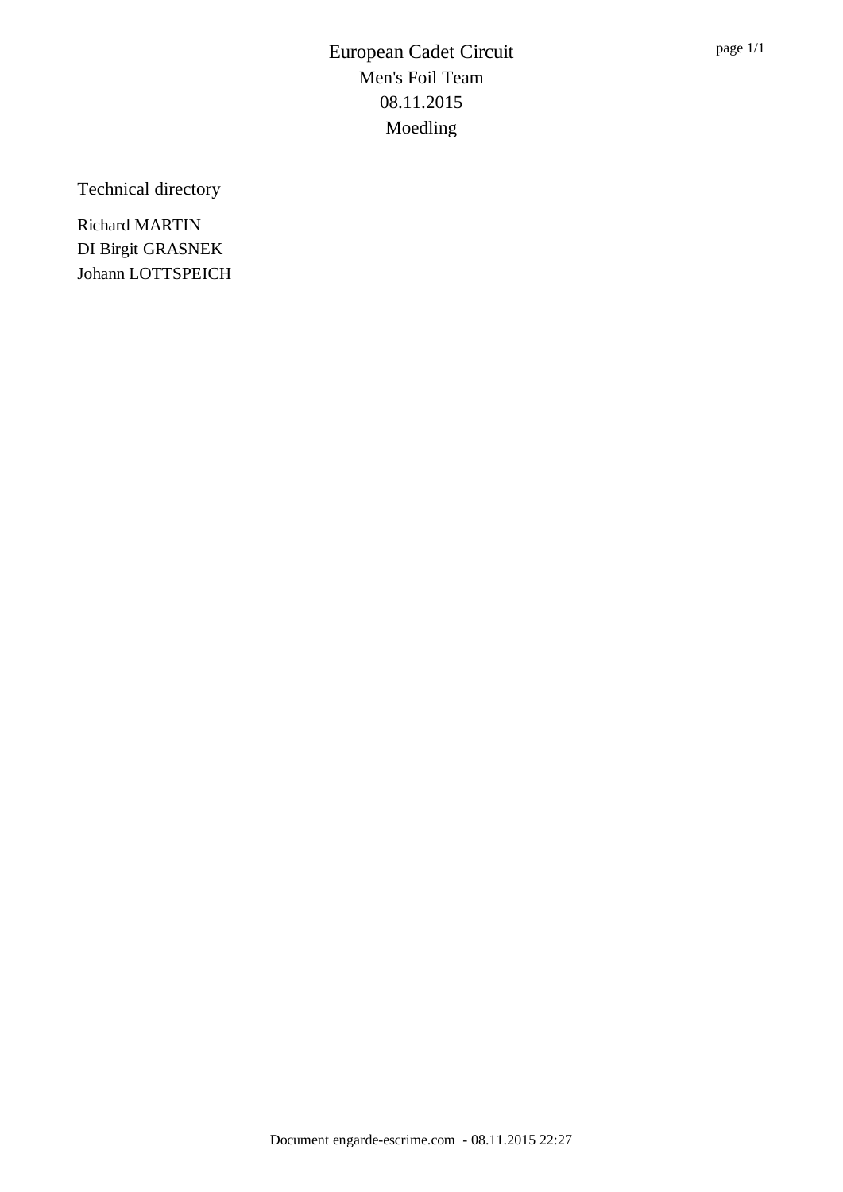# European Cadet Circuit
## Men's Foil Team
## 08.11.2015
## Moedling

Technical directory

Richard MARTIN
DI Birgit GRASNEK
Johann LOTTSPEICH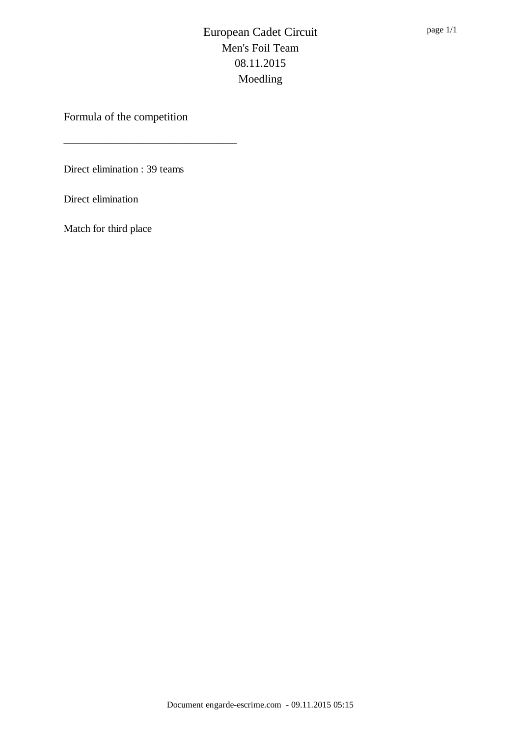# European Cadet Circuit
## Men's Foil Team
## 08.11.2015
## Moedling

Formula of the competition

_______________________________

Direct elimination : 39 teams

Direct elimination

Match for third place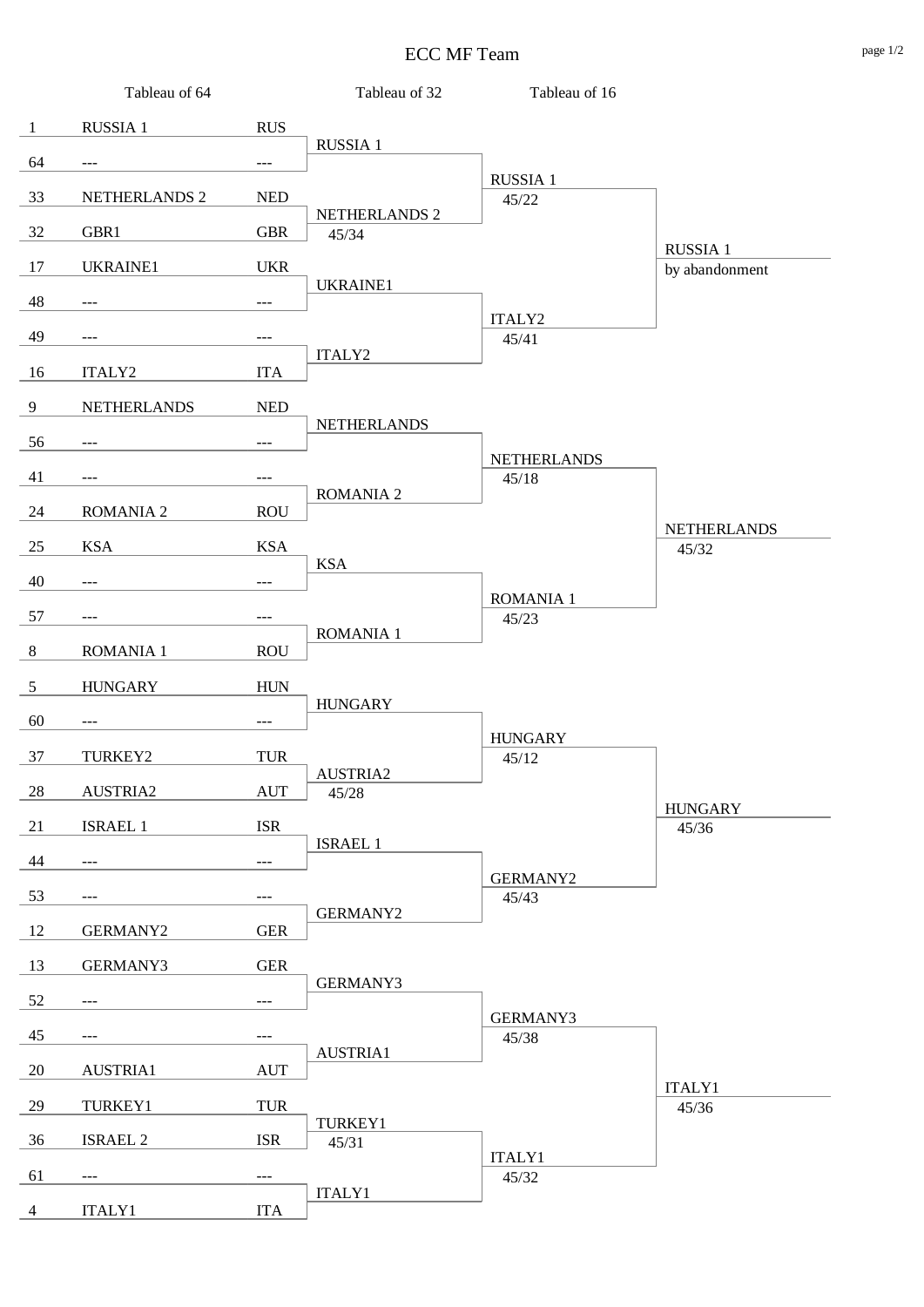# ECC MF Team

| Seed | Tableau of 64 | Nation | Tableau of 32 | Tableau of 16 | |
|---|---|---|---|---|---|
| 1 | RUSSIA 1 | RUS | RUSSIA 1 | RUSSIA 1 45/22 | RUSSIA 1 by abandonment |
| 64 | --- | --- | | | |
| 33 | NETHERLANDS 2 | NED | NETHERLANDS 2 45/34 | | |
| 32 | GBR1 | GBR | | | |
| 17 | UKRAINE1 | UKR | UKRAINE1 | ITALY2 45/41 | |
| 48 | --- | --- | | | |
| 49 | --- | --- | ITALY2 | | |
| 16 | ITALY2 | ITA | | | |
| 9 | NETHERLANDS | NED | NETHERLANDS | NETHERLANDS 45/18 | NETHERLANDS 45/32 |
| 56 | --- | --- | | | |
| 41 | --- | --- | ROMANIA 2 | | |
| 24 | ROMANIA 2 | ROU | | | |
| 25 | KSA | KSA | KSA | ROMANIA 1 45/23 | |
| 40 | --- | --- | | | |
| 57 | --- | --- | ROMANIA 1 | | |
| 8 | ROMANIA 1 | ROU | | | |
| 5 | HUNGARY | HUN | HUNGARY | HUNGARY 45/12 | HUNGARY 45/36 |
| 60 | --- | --- | | | |
| 37 | TURKEY2 | TUR | AUSTRIA2 45/28 | | |
| 28 | AUSTRIA2 | AUT | | | |
| 21 | ISRAEL 1 | ISR | ISRAEL 1 | GERMANY2 45/43 | |
| 44 | --- | --- | | | |
| 53 | --- | --- | GERMANY2 | | |
| 12 | GERMANY2 | GER | | | |
| 13 | GERMANY3 | GER | GERMANY3 | GERMANY3 45/38 | ITALY1 45/36 |
| 52 | --- | --- | | | |
| 45 | --- | --- | AUSTRIA1 | | |
| 20 | AUSTRIA1 | AUT | | | |
| 29 | TURKEY1 | TUR | TURKEY1 45/31 | ITALY1 45/32 | |
| 36 | ISRAEL 2 | ISR | | | |
| 61 | --- | --- | ITALY1 | | |
| 4 | ITALY1 | ITA | | | |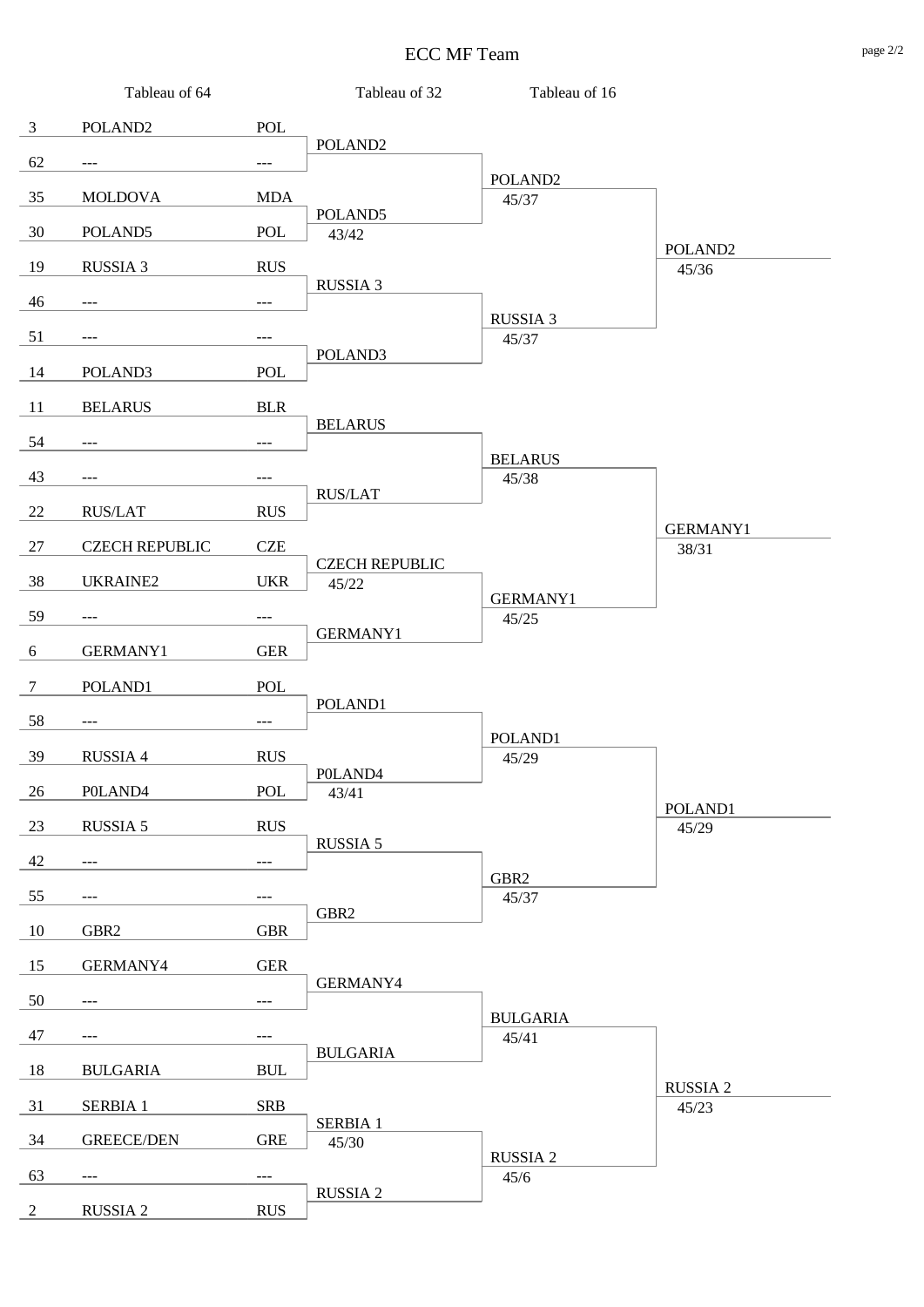# ECC MF Team

| Seed | Tableau of 64 | Nation | Tableau of 32 | Tableau of 16 | |
|---|---|---|---|---|---|
| 3 | POLAND2 | POL | POLAND2 | | |
| 62 | --- | --- | | POLAND2 45/37 | |
| 35 | MOLDOVA | MDA | POLAND5 43/42 | | |
| 30 | POLAND5 | POL | | | POLAND2 45/36 |
| 19 | RUSSIA 3 | RUS | RUSSIA 3 | | |
| 46 | --- | --- | | RUSSIA 3 45/37 | |
| 51 | --- | --- | POLAND3 | | |
| 14 | POLAND3 | POL | | | |
| 11 | BELARUS | BLR | BELARUS | | |
| 54 | --- | --- | | BELARUS 45/38 | |
| 43 | --- | --- | RUS/LAT | | |
| 22 | RUS/LAT | RUS | | | GERMANY1 38/31 |
| 27 | CZECH REPUBLIC | CZE | CZECH REPUBLIC 45/22 | | |
| 38 | UKRAINE2 | UKR | | GERMANY1 45/25 | |
| 59 | --- | --- | GERMANY1 | | |
| 6 | GERMANY1 | GER | | | |
| 7 | POLAND1 | POL | POLAND1 | | |
| 58 | --- | --- | | POLAND1 45/29 | |
| 39 | RUSSIA 4 | RUS | P0LAND4 43/41 | | |
| 26 | P0LAND4 | POL | | | POLAND1 45/29 |
| 23 | RUSSIA 5 | RUS | RUSSIA 5 | | |
| 42 | --- | --- | | GBR2 45/37 | |
| 55 | --- | --- | GBR2 | | |
| 10 | GBR2 | GBR | | | |
| 15 | GERMANY4 | GER | GERMANY4 | | |
| 50 | --- | --- | | BULGARIA 45/41 | |
| 47 | --- | --- | BULGARIA | | |
| 18 | BULGARIA | BUL | | | RUSSIA 2 45/23 |
| 31 | SERBIA 1 | SRB | SERBIA 1 45/30 | | |
| 34 | GREECE/DEN | GRE | | RUSSIA 2 45/6 | |
| 63 | --- | --- | RUSSIA 2 | | |
| 2 | RUSSIA 2 | RUS | | | |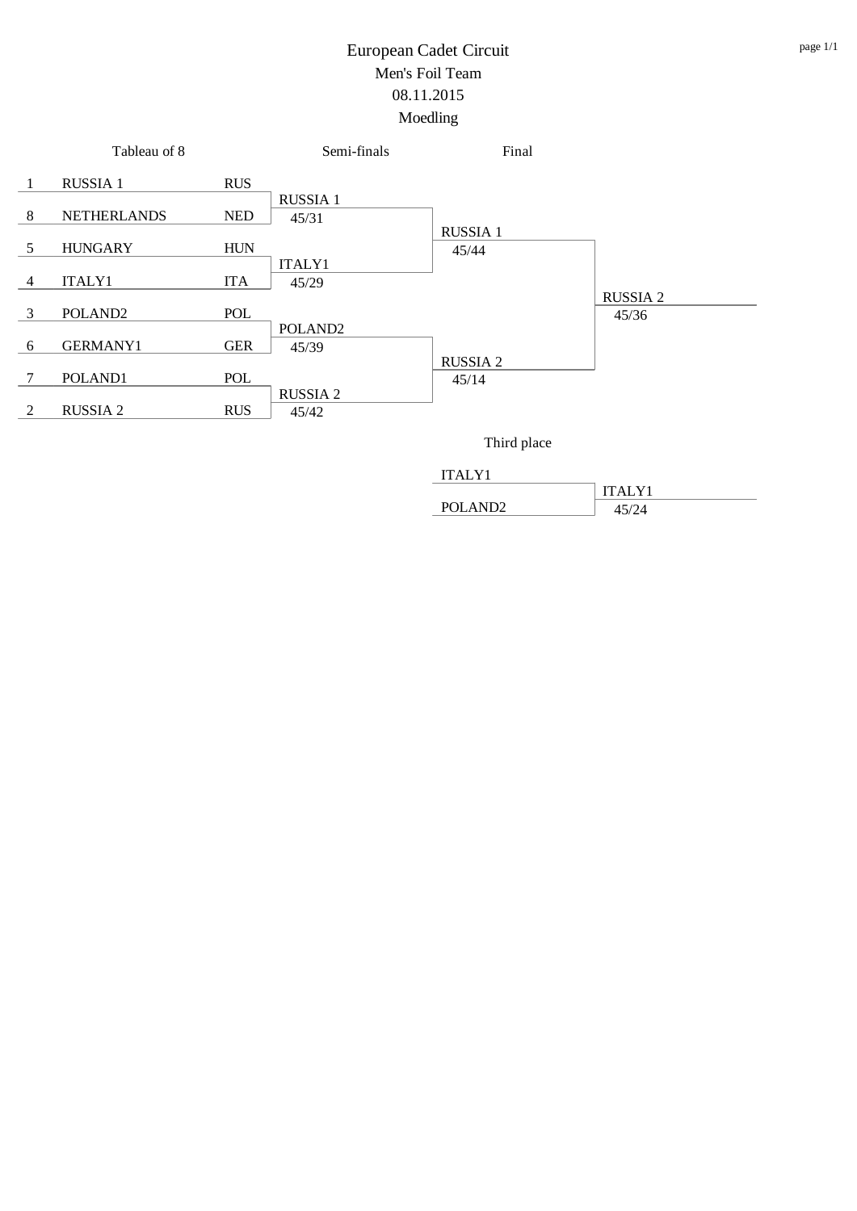# European Cadet Circuit

## Men's Foil Team

08.11.2015

Moedling

### Tableau of 8

| Seed | Team | Country |
|---|---|---|
| 1 | RUSSIA 1 | RUS |
| 8 | NETHERLANDS | NED |
| 5 | HUNGARY | HUN |
| 4 | ITALY1 | ITA |
| 3 | POLAND2 | POL |
| 6 | GERMANY1 | GER |
| 7 | POLAND1 | POL |
| 2 | RUSSIA 2 | RUS |

### Semi-finals

| Match | Winner | Score |
|---|---|---|
| RUSSIA 1 vs NETHERLANDS | RUSSIA 1 | 45/31 |
| HUNGARY vs ITALY1 | ITALY1 | 45/29 |
| POLAND2 vs GERMANY1 | POLAND2 | 45/39 |
| POLAND1 vs RUSSIA 2 | RUSSIA 2 | 45/42 |

### Final

| Match | Winner | Score |
|---|---|---|
| RUSSIA 1 vs ITALY1 | RUSSIA 1 | 45/44 |
| POLAND2 vs RUSSIA 2 | RUSSIA 2 | 45/14 |
| RUSSIA 1 vs RUSSIA 2 | RUSSIA 2 | 45/36 |

### Third place

| Match | Winner | Score |
|---|---|---|
| ITALY1 vs POLAND2 | ITALY1 | 45/24 |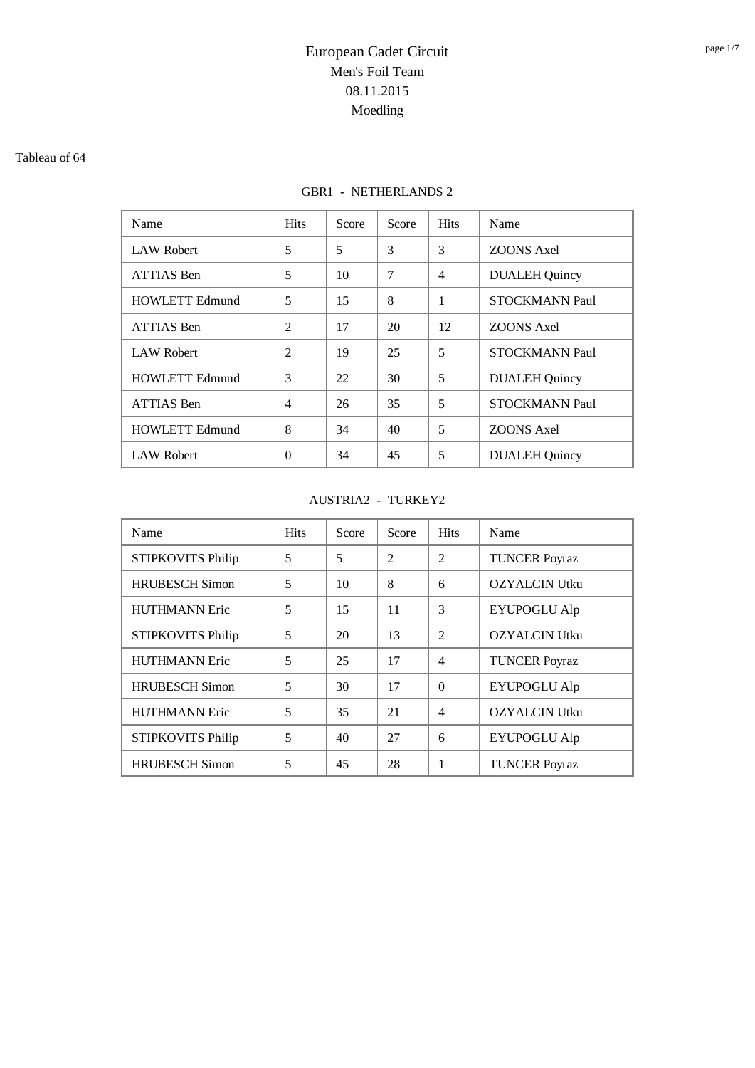# European Cadet Circuit
## Men's Foil Team
## 08.11.2015
## Moedling

Tableau of 64

### GBR1 - NETHERLANDS 2

| Name | Hits | Score | Score | Hits | Name |
|---|---|---|---|---|---|
| LAW Robert | 5 | 5 | 3 | 3 | ZOONS Axel |
| ATTIAS Ben | 5 | 10 | 7 | 4 | DUALEH Quincy |
| HOWLETT Edmund | 5 | 15 | 8 | 1 | STOCKMANN Paul |
| ATTIAS Ben | 2 | 17 | 20 | 12 | ZOONS Axel |
| LAW Robert | 2 | 19 | 25 | 5 | STOCKMANN Paul |
| HOWLETT Edmund | 3 | 22 | 30 | 5 | DUALEH Quincy |
| ATTIAS Ben | 4 | 26 | 35 | 5 | STOCKMANN Paul |
| HOWLETT Edmund | 8 | 34 | 40 | 5 | ZOONS Axel |
| LAW Robert | 0 | 34 | 45 | 5 | DUALEH Quincy |

### AUSTRIA2 - TURKEY2

| Name | Hits | Score | Score | Hits | Name |
|---|---|---|---|---|---|
| STIPKOVITS Philip | 5 | 5 | 2 | 2 | TUNCER Poyraz |
| HRUBESCH Simon | 5 | 10 | 8 | 6 | OZYALCIN Utku |
| HUTHMANN Eric | 5 | 15 | 11 | 3 | EYUPOGLU Alp |
| STIPKOVITS Philip | 5 | 20 | 13 | 2 | OZYALCIN Utku |
| HUTHMANN Eric | 5 | 25 | 17 | 4 | TUNCER Poyraz |
| HRUBESCH Simon | 5 | 30 | 17 | 0 | EYUPOGLU Alp |
| HUTHMANN Eric | 5 | 35 | 21 | 4 | OZYALCIN Utku |
| STIPKOVITS Philip | 5 | 40 | 27 | 6 | EYUPOGLU Alp |
| HRUBESCH Simon | 5 | 45 | 28 | 1 | TUNCER Poyraz |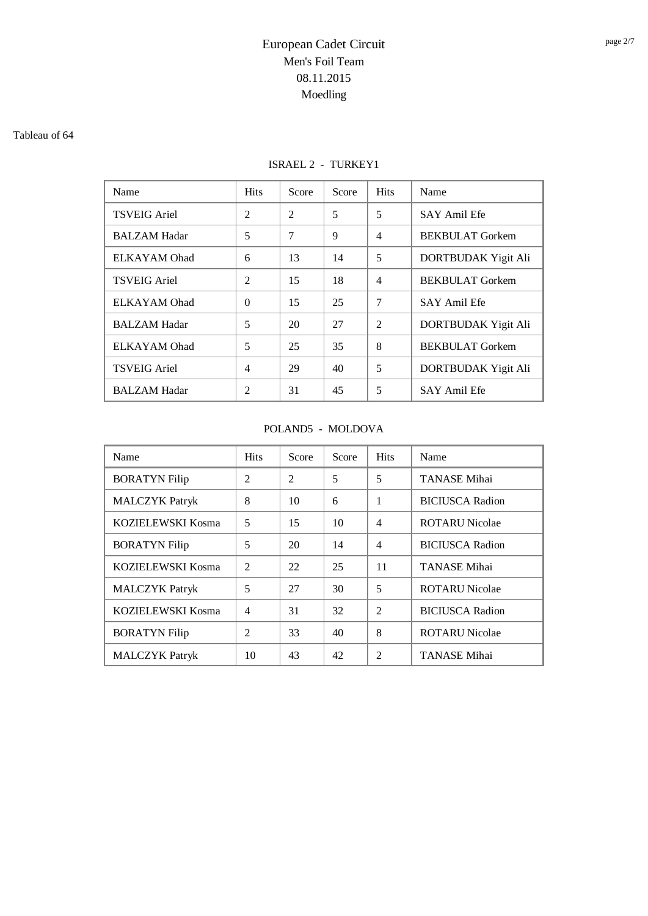# European Cadet Circuit
## Men's Foil Team
## 08.11.2015
## Moedling

Tableau of 64

ISRAEL 2 - TURKEY1

| Name | Hits | Score | Score | Hits | Name |
|---|---|---|---|---|---|
| TSVEIG Ariel | 2 | 2 | 5 | 5 | SAY Amil Efe |
| BALZAM Hadar | 5 | 7 | 9 | 4 | BEKBULAT Gorkem |
| ELKAYAM Ohad | 6 | 13 | 14 | 5 | DORTBUDAK Yigit Ali |
| TSVEIG Ariel | 2 | 15 | 18 | 4 | BEKBULAT Gorkem |
| ELKAYAM Ohad | 0 | 15 | 25 | 7 | SAY Amil Efe |
| BALZAM Hadar | 5 | 20 | 27 | 2 | DORTBUDAK Yigit Ali |
| ELKAYAM Ohad | 5 | 25 | 35 | 8 | BEKBULAT Gorkem |
| TSVEIG Ariel | 4 | 29 | 40 | 5 | DORTBUDAK Yigit Ali |
| BALZAM Hadar | 2 | 31 | 45 | 5 | SAY Amil Efe |

POLAND5 - MOLDOVA

| Name | Hits | Score | Score | Hits | Name |
|---|---|---|---|---|---|
| BORATYN Filip | 2 | 2 | 5 | 5 | TANASE Mihai |
| MALCZYK Patryk | 8 | 10 | 6 | 1 | BICIUSCA Radion |
| KOZIELEWSKI Kosma | 5 | 15 | 10 | 4 | ROTARU Nicolae |
| BORATYN Filip | 5 | 20 | 14 | 4 | BICIUSCA Radion |
| KOZIELEWSKI Kosma | 2 | 22 | 25 | 11 | TANASE Mihai |
| MALCZYK Patryk | 5 | 27 | 30 | 5 | ROTARU Nicolae |
| KOZIELEWSKI Kosma | 4 | 31 | 32 | 2 | BICIUSCA Radion |
| BORATYN Filip | 2 | 33 | 40 | 8 | ROTARU Nicolae |
| MALCZYK Patryk | 10 | 43 | 42 | 2 | TANASE Mihai |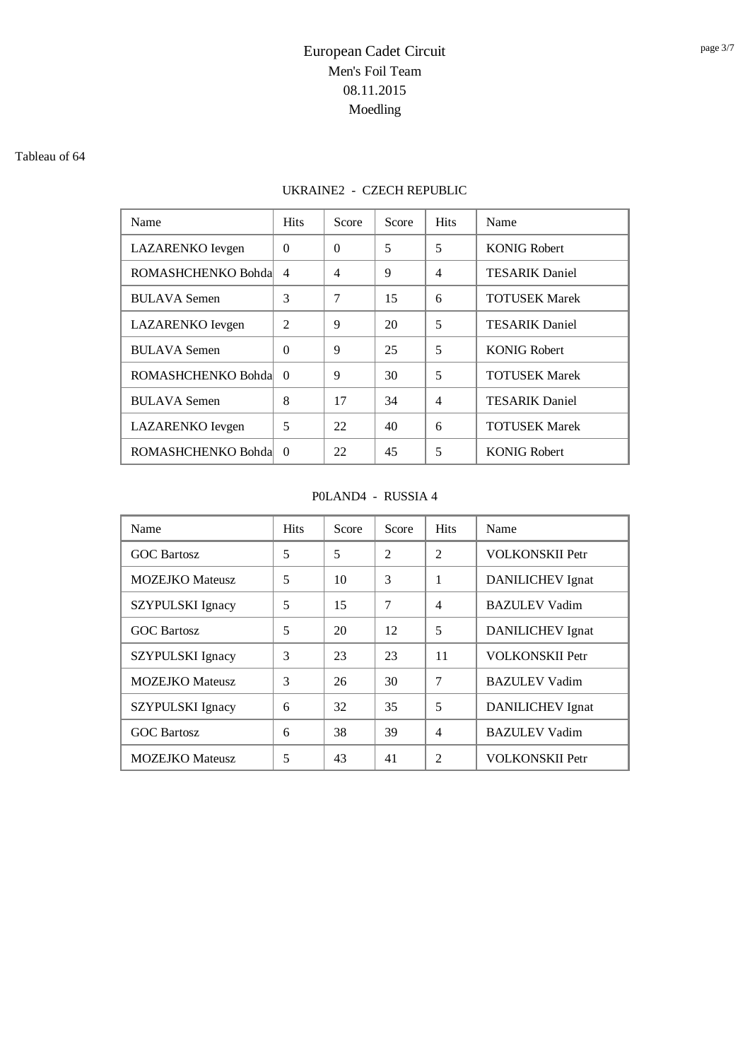# European Cadet Circuit

## Men's Foil Team

08.11.2015

Moedling

Tableau of 64

### UKRAINE2 - CZECH REPUBLIC

| Name | Hits | Score | Score | Hits | Name |
|---|---|---|---|---|---|
| LAZARENKO Ievgen | 0 | 0 | 5 | 5 | KONIG Robert |
| ROMASHCHENKO Bohda | 4 | 4 | 9 | 4 | TESARIK Daniel |
| BULAVA Semen | 3 | 7 | 15 | 6 | TOTUSEK Marek |
| LAZARENKO Ievgen | 2 | 9 | 20 | 5 | TESARIK Daniel |
| BULAVA Semen | 0 | 9 | 25 | 5 | KONIG Robert |
| ROMASHCHENKO Bohda | 0 | 9 | 30 | 5 | TOTUSEK Marek |
| BULAVA Semen | 8 | 17 | 34 | 4 | TESARIK Daniel |
| LAZARENKO Ievgen | 5 | 22 | 40 | 6 | TOTUSEK Marek |
| ROMASHCHENKO Bohda | 0 | 22 | 45 | 5 | KONIG Robert |

### P0LAND4 - RUSSIA 4

| Name | Hits | Score | Score | Hits | Name |
|---|---|---|---|---|---|
| GOC Bartosz | 5 | 5 | 2 | 2 | VOLKONSKII Petr |
| MOZEJKO Mateusz | 5 | 10 | 3 | 1 | DANILICHEV Ignat |
| SZYPULSKI Ignacy | 5 | 15 | 7 | 4 | BAZULEV Vadim |
| GOC Bartosz | 5 | 20 | 12 | 5 | DANILICHEV Ignat |
| SZYPULSKI Ignacy | 3 | 23 | 23 | 11 | VOLKONSKII Petr |
| MOZEJKO Mateusz | 3 | 26 | 30 | 7 | BAZULEV Vadim |
| SZYPULSKI Ignacy | 6 | 32 | 35 | 5 | DANILICHEV Ignat |
| GOC Bartosz | 6 | 38 | 39 | 4 | BAZULEV Vadim |
| MOZEJKO Mateusz | 5 | 43 | 41 | 2 | VOLKONSKII Petr |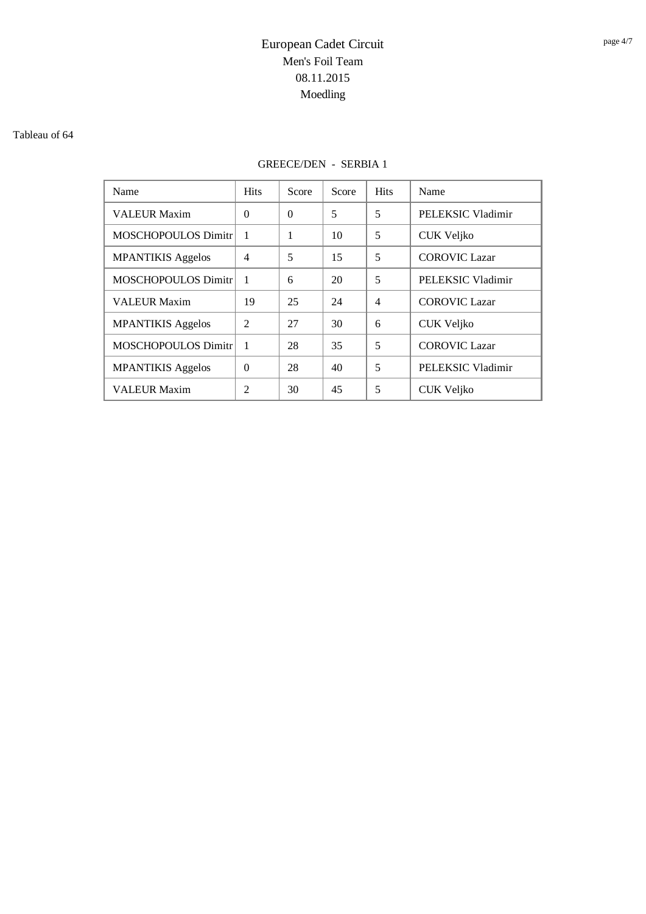# European Cadet Circuit
Men's Foil Team
08.11.2015
Moedling

Tableau of 64

GREECE/DEN - SERBIA 1

| Name | Hits | Score | Score | Hits | Name |
|---|---|---|---|---|---|
| VALEUR Maxim | 0 | 0 | 5 | 5 | PELEKSIC Vladimir |
| MOSCHOPOULOS Dimitr | 1 | 1 | 10 | 5 | CUK Veljko |
| MPANTIKIS Aggelos | 4 | 5 | 15 | 5 | COROVIC Lazar |
| MOSCHOPOULOS Dimitr | 1 | 6 | 20 | 5 | PELEKSIC Vladimir |
| VALEUR Maxim | 19 | 25 | 24 | 4 | COROVIC Lazar |
| MPANTIKIS Aggelos | 2 | 27 | 30 | 6 | CUK Veljko |
| MOSCHOPOULOS Dimitr | 1 | 28 | 35 | 5 | COROVIC Lazar |
| MPANTIKIS Aggelos | 0 | 28 | 40 | 5 | PELEKSIC Vladimir |
| VALEUR Maxim | 2 | 30 | 45 | 5 | CUK Veljko |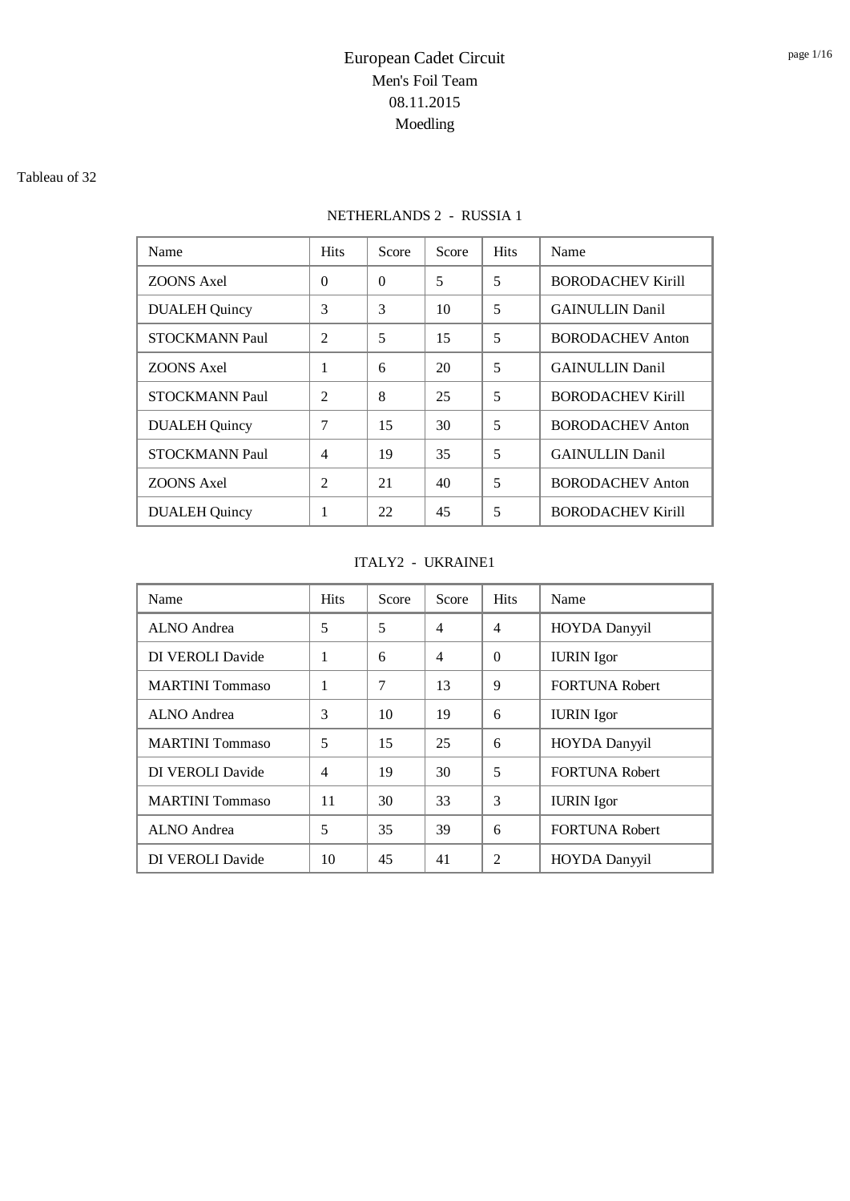# European Cadet Circuit
## Men's Foil Team
## 08.11.2015
## Moedling

Tableau of 32

NETHERLANDS 2 - RUSSIA 1

| Name | Hits | Score | Score | Hits | Name |
|---|---|---|---|---|---|
| ZOONS Axel | 0 | 0 | 5 | 5 | BORODACHEV Kirill |
| DUALEH Quincy | 3 | 3 | 10 | 5 | GAINULLIN Danil |
| STOCKMANN Paul | 2 | 5 | 15 | 5 | BORODACHEV Anton |
| ZOONS Axel | 1 | 6 | 20 | 5 | GAINULLIN Danil |
| STOCKMANN Paul | 2 | 8 | 25 | 5 | BORODACHEV Kirill |
| DUALEH Quincy | 7 | 15 | 30 | 5 | BORODACHEV Anton |
| STOCKMANN Paul | 4 | 19 | 35 | 5 | GAINULLIN Danil |
| ZOONS Axel | 2 | 21 | 40 | 5 | BORODACHEV Anton |
| DUALEH Quincy | 1 | 22 | 45 | 5 | BORODACHEV Kirill |

ITALY2 - UKRAINE1

| Name | Hits | Score | Score | Hits | Name |
|---|---|---|---|---|---|
| ALNO Andrea | 5 | 5 | 4 | 4 | HOYDA Danyyil |
| DI VEROLI Davide | 1 | 6 | 4 | 0 | IURIN Igor |
| MARTINI Tommaso | 1 | 7 | 13 | 9 | FORTUNA Robert |
| ALNO Andrea | 3 | 10 | 19 | 6 | IURIN Igor |
| MARTINI Tommaso | 5 | 15 | 25 | 6 | HOYDA Danyyil |
| DI VEROLI Davide | 4 | 19 | 30 | 5 | FORTUNA Robert |
| MARTINI Tommaso | 11 | 30 | 33 | 3 | IURIN Igor |
| ALNO Andrea | 5 | 35 | 39 | 6 | FORTUNA Robert |
| DI VEROLI Davide | 10 | 45 | 41 | 2 | HOYDA Danyyil |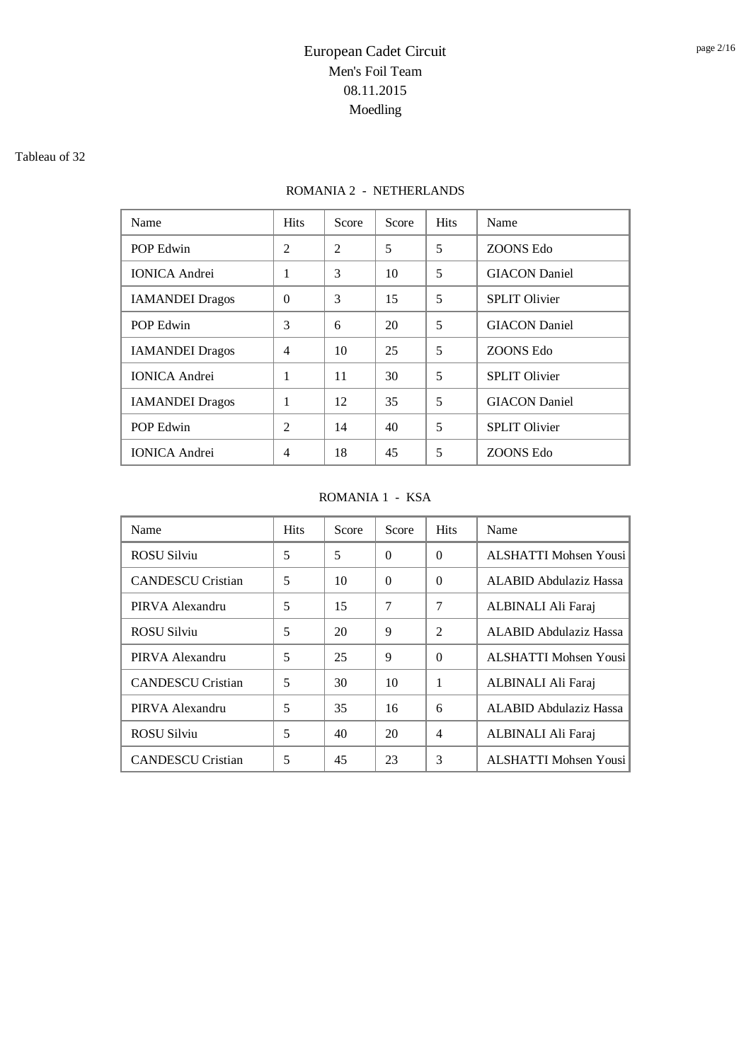# European Cadet Circuit
## Men's Foil Team
## 08.11.2015
## Moedling

Tableau of 32

### ROMANIA 2 - NETHERLANDS

| Name | Hits | Score | Score | Hits | Name |
|---|---|---|---|---|---|
| POP Edwin | 2 | 2 | 5 | 5 | ZOONS Edo |
| IONICA Andrei | 1 | 3 | 10 | 5 | GIACON Daniel |
| IAMANDEI Dragos | 0 | 3 | 15 | 5 | SPLIT Olivier |
| POP Edwin | 3 | 6 | 20 | 5 | GIACON Daniel |
| IAMANDEI Dragos | 4 | 10 | 25 | 5 | ZOONS Edo |
| IONICA Andrei | 1 | 11 | 30 | 5 | SPLIT Olivier |
| IAMANDEI Dragos | 1 | 12 | 35 | 5 | GIACON Daniel |
| POP Edwin | 2 | 14 | 40 | 5 | SPLIT Olivier |
| IONICA Andrei | 4 | 18 | 45 | 5 | ZOONS Edo |

### ROMANIA 1 - KSA

| Name | Hits | Score | Score | Hits | Name |
|---|---|---|---|---|---|
| ROSU Silviu | 5 | 5 | 0 | 0 | ALSHATTI Mohsen Yousi |
| CANDESCU Cristian | 5 | 10 | 0 | 0 | ALABID Abdulaziz Hassa |
| PIRVA Alexandru | 5 | 15 | 7 | 7 | ALBINALI Ali Faraj |
| ROSU Silviu | 5 | 20 | 9 | 2 | ALABID Abdulaziz Hassa |
| PIRVA Alexandru | 5 | 25 | 9 | 0 | ALSHATTI Mohsen Yousi |
| CANDESCU Cristian | 5 | 30 | 10 | 1 | ALBINALI Ali Faraj |
| PIRVA Alexandru | 5 | 35 | 16 | 6 | ALABID Abdulaziz Hassa |
| ROSU Silviu | 5 | 40 | 20 | 4 | ALBINALI Ali Faraj |
| CANDESCU Cristian | 5 | 45 | 23 | 3 | ALSHATTI Mohsen Yousi |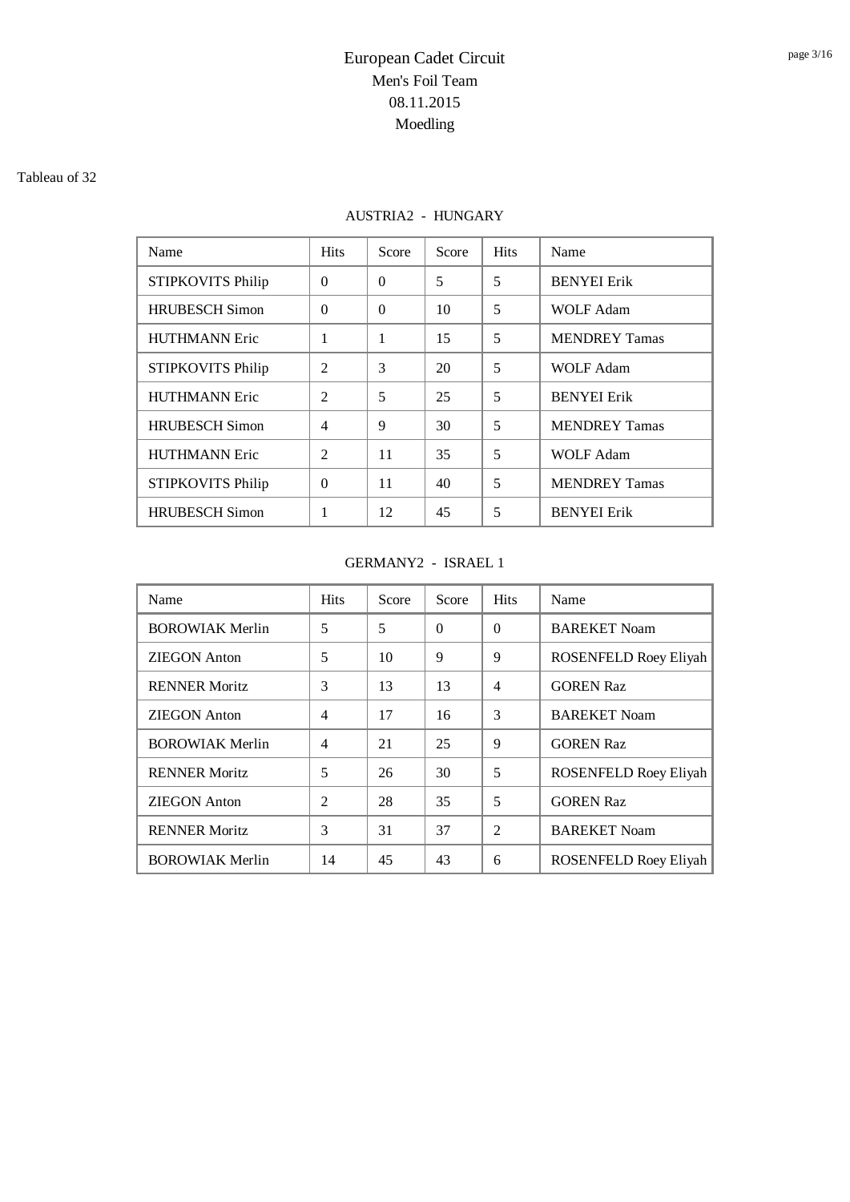# European Cadet Circuit
## Men's Foil Team
## 08.11.2015
## Moedling

Tableau of 32

### AUSTRIA2 - HUNGARY

| Name | Hits | Score | Score | Hits | Name |
|---|---|---|---|---|---|
| STIPKOVITS Philip | 0 | 0 | 5 | 5 | BENYEI Erik |
| HRUBESCH Simon | 0 | 0 | 10 | 5 | WOLF Adam |
| HUTHMANN Eric | 1 | 1 | 15 | 5 | MENDREY Tamas |
| STIPKOVITS Philip | 2 | 3 | 20 | 5 | WOLF Adam |
| HUTHMANN Eric | 2 | 5 | 25 | 5 | BENYEI Erik |
| HRUBESCH Simon | 4 | 9 | 30 | 5 | MENDREY Tamas |
| HUTHMANN Eric | 2 | 11 | 35 | 5 | WOLF Adam |
| STIPKOVITS Philip | 0 | 11 | 40 | 5 | MENDREY Tamas |
| HRUBESCH Simon | 1 | 12 | 45 | 5 | BENYEI Erik |

### GERMANY2 - ISRAEL 1

| Name | Hits | Score | Score | Hits | Name |
|---|---|---|---|---|---|
| BOROWIAK Merlin | 5 | 5 | 0 | 0 | BAREKET Noam |
| ZIEGON Anton | 5 | 10 | 9 | 9 | ROSENFELD Roey Eliyah |
| RENNER Moritz | 3 | 13 | 13 | 4 | GOREN Raz |
| ZIEGON Anton | 4 | 17 | 16 | 3 | BAREKET Noam |
| BOROWIAK Merlin | 4 | 21 | 25 | 9 | GOREN Raz |
| RENNER Moritz | 5 | 26 | 30 | 5 | ROSENFELD Roey Eliyah |
| ZIEGON Anton | 2 | 28 | 35 | 5 | GOREN Raz |
| RENNER Moritz | 3 | 31 | 37 | 2 | BAREKET Noam |
| BOROWIAK Merlin | 14 | 45 | 43 | 6 | ROSENFELD Roey Eliyah |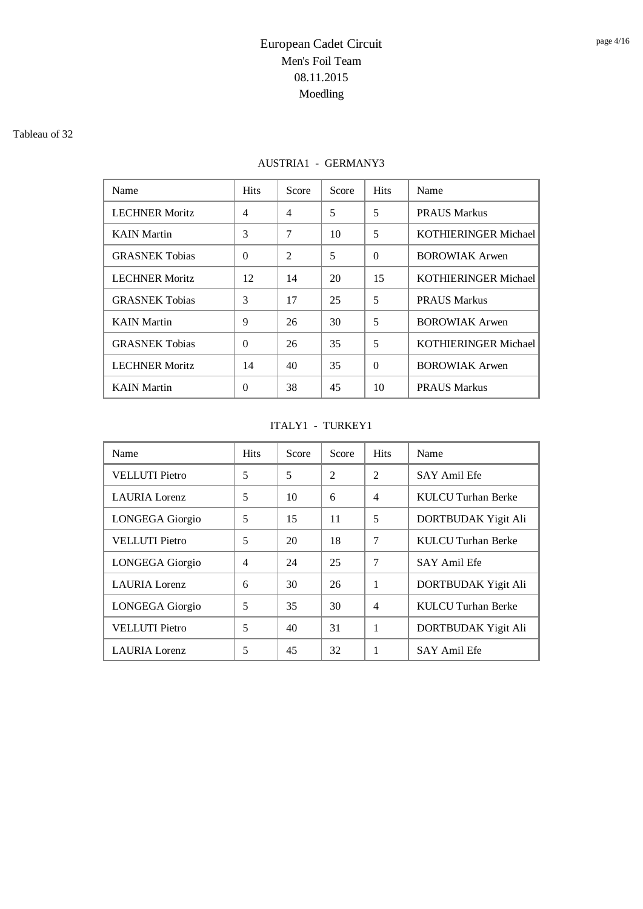# European Cadet Circuit
## Men's Foil Team
## 08.11.2015
## Moedling

Tableau of 32

### AUSTRIA1 - GERMANY3

| Name | Hits | Score | Score | Hits | Name |
|---|---|---|---|---|---|
| LECHNER Moritz | 4 | 4 | 5 | 5 | PRAUS Markus |
| KAIN Martin | 3 | 7 | 10 | 5 | KOTHIERINGER Michael |
| GRASNEK Tobias | 0 | 2 | 5 | 0 | BOROWIAK Arwen |
| LECHNER Moritz | 12 | 14 | 20 | 15 | KOTHIERINGER Michael |
| GRASNEK Tobias | 3 | 17 | 25 | 5 | PRAUS Markus |
| KAIN Martin | 9 | 26 | 30 | 5 | BOROWIAK Arwen |
| GRASNEK Tobias | 0 | 26 | 35 | 5 | KOTHIERINGER Michael |
| LECHNER Moritz | 14 | 40 | 35 | 0 | BOROWIAK Arwen |
| KAIN Martin | 0 | 38 | 45 | 10 | PRAUS Markus |

### ITALY1 - TURKEY1

| Name | Hits | Score | Score | Hits | Name |
|---|---|---|---|---|---|
| VELLUTI Pietro | 5 | 5 | 2 | 2 | SAY Amil Efe |
| LAURIA Lorenz | 5 | 10 | 6 | 4 | KULCU Turhan Berke |
| LONGEGA Giorgio | 5 | 15 | 11 | 5 | DORTBUDAK Yigit Ali |
| VELLUTI Pietro | 5 | 20 | 18 | 7 | KULCU Turhan Berke |
| LONGEGA Giorgio | 4 | 24 | 25 | 7 | SAY Amil Efe |
| LAURIA Lorenz | 6 | 30 | 26 | 1 | DORTBUDAK Yigit Ali |
| LONGEGA Giorgio | 5 | 35 | 30 | 4 | KULCU Turhan Berke |
| VELLUTI Pietro | 5 | 40 | 31 | 1 | DORTBUDAK Yigit Ali |
| LAURIA Lorenz | 5 | 45 | 32 | 1 | SAY Amil Efe |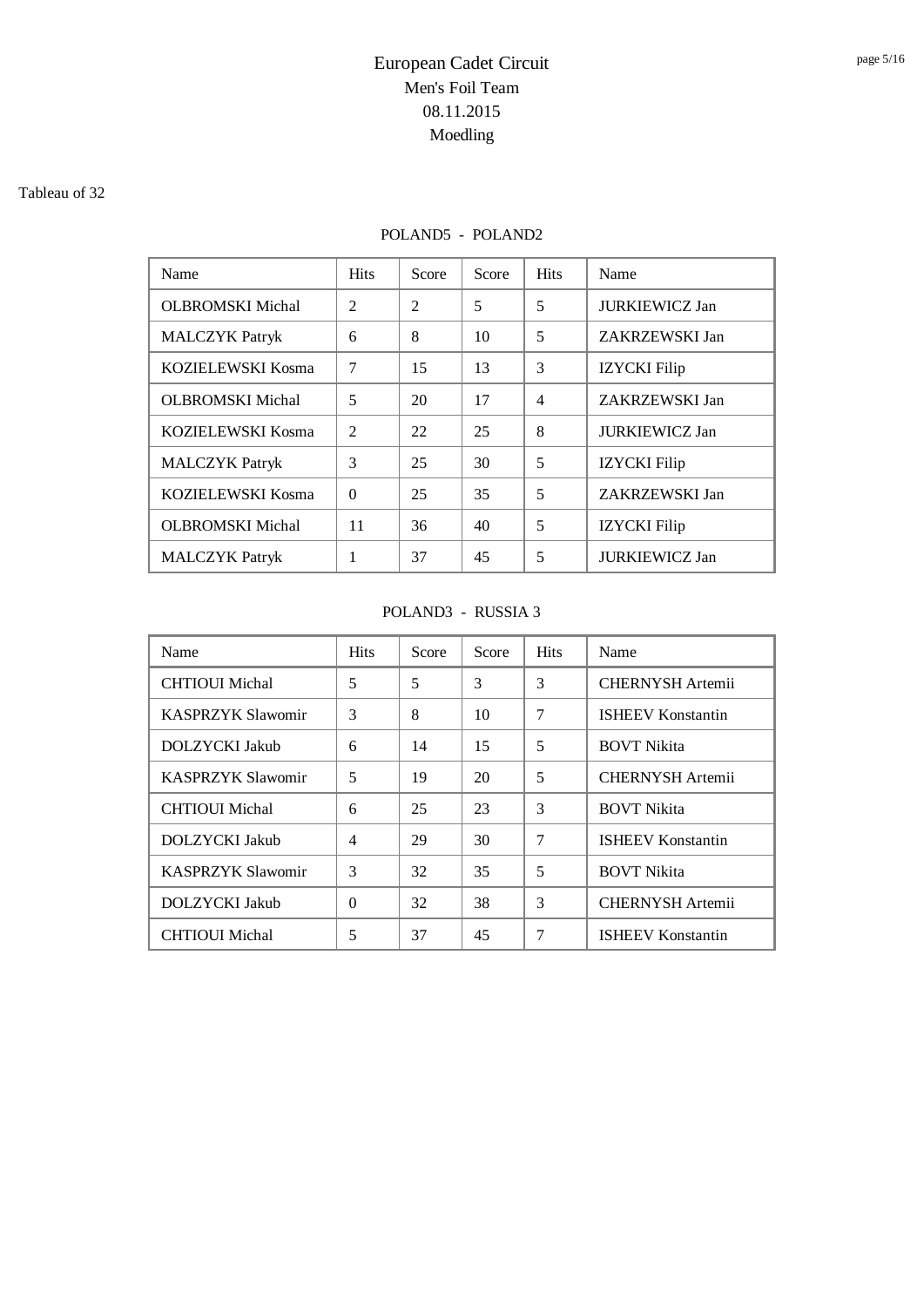# European Cadet Circuit
## Men's Foil Team
## 08.11.2015
## Moedling

Tableau of 32

### POLAND5 - POLAND2

| Name | Hits | Score | Score | Hits | Name |
|---|---|---|---|---|---|
| OLBROMSKI Michal | 2 | 2 | 5 | 5 | JURKIEWICZ Jan |
| MALCZYK Patryk | 6 | 8 | 10 | 5 | ZAKRZEWSKI Jan |
| KOZIELEWSKI Kosma | 7 | 15 | 13 | 3 | IZYCKI Filip |
| OLBROMSKI Michal | 5 | 20 | 17 | 4 | ZAKRZEWSKI Jan |
| KOZIELEWSKI Kosma | 2 | 22 | 25 | 8 | JURKIEWICZ Jan |
| MALCZYK Patryk | 3 | 25 | 30 | 5 | IZYCKI Filip |
| KOZIELEWSKI Kosma | 0 | 25 | 35 | 5 | ZAKRZEWSKI Jan |
| OLBROMSKI Michal | 11 | 36 | 40 | 5 | IZYCKI Filip |
| MALCZYK Patryk | 1 | 37 | 45 | 5 | JURKIEWICZ Jan |

### POLAND3 - RUSSIA 3

| Name | Hits | Score | Score | Hits | Name |
|---|---|---|---|---|---|
| CHTIOUI Michal | 5 | 5 | 3 | 3 | CHERNYSH Artemii |
| KASPRZYK Slawomir | 3 | 8 | 10 | 7 | ISHEEV Konstantin |
| DOLZYCKI Jakub | 6 | 14 | 15 | 5 | BOVT Nikita |
| KASPRZYK Slawomir | 5 | 19 | 20 | 5 | CHERNYSH Artemii |
| CHTIOUI Michal | 6 | 25 | 23 | 3 | BOVT Nikita |
| DOLZYCKI Jakub | 4 | 29 | 30 | 7 | ISHEEV Konstantin |
| KASPRZYK Slawomir | 3 | 32 | 35 | 5 | BOVT Nikita |
| DOLZYCKI Jakub | 0 | 32 | 38 | 3 | CHERNYSH Artemii |
| CHTIOUI Michal | 5 | 37 | 45 | 7 | ISHEEV Konstantin |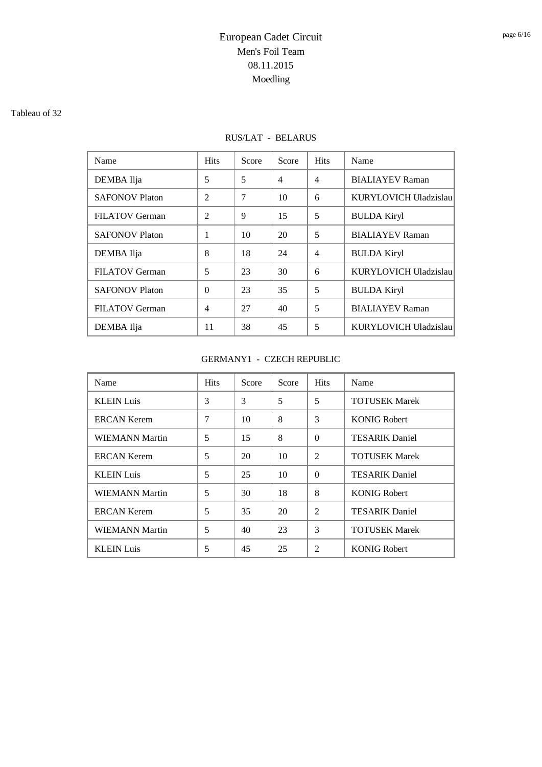# European Cadet Circuit
## Men's Foil Team
## 08.11.2015
## Moedling

Tableau of 32

### RUS/LAT - BELARUS

| Name | Hits | Score | Score | Hits | Name |
|---|---|---|---|---|---|
| DEMBA Ilja | 5 | 5 | 4 | 4 | BIALIAYEV Raman |
| SAFONOV Platon | 2 | 7 | 10 | 6 | KURYLOVICH Uladzislau |
| FILATOV German | 2 | 9 | 15 | 5 | BULDA Kiryl |
| SAFONOV Platon | 1 | 10 | 20 | 5 | BIALIAYEV Raman |
| DEMBA Ilja | 8 | 18 | 24 | 4 | BULDA Kiryl |
| FILATOV German | 5 | 23 | 30 | 6 | KURYLOVICH Uladzislau |
| SAFONOV Platon | 0 | 23 | 35 | 5 | BULDA Kiryl |
| FILATOV German | 4 | 27 | 40 | 5 | BIALIAYEV Raman |
| DEMBA Ilja | 11 | 38 | 45 | 5 | KURYLOVICH Uladzislau |

### GERMANY1 - CZECH REPUBLIC

| Name | Hits | Score | Score | Hits | Name |
|---|---|---|---|---|---|
| KLEIN Luis | 3 | 3 | 5 | 5 | TOTUSEK Marek |
| ERCAN Kerem | 7 | 10 | 8 | 3 | KONIG Robert |
| WIEMANN Martin | 5 | 15 | 8 | 0 | TESARIK Daniel |
| ERCAN Kerem | 5 | 20 | 10 | 2 | TOTUSEK Marek |
| KLEIN Luis | 5 | 25 | 10 | 0 | TESARIK Daniel |
| WIEMANN Martin | 5 | 30 | 18 | 8 | KONIG Robert |
| ERCAN Kerem | 5 | 35 | 20 | 2 | TESARIK Daniel |
| WIEMANN Martin | 5 | 40 | 23 | 3 | TOTUSEK Marek |
| KLEIN Luis | 5 | 45 | 25 | 2 | KONIG Robert |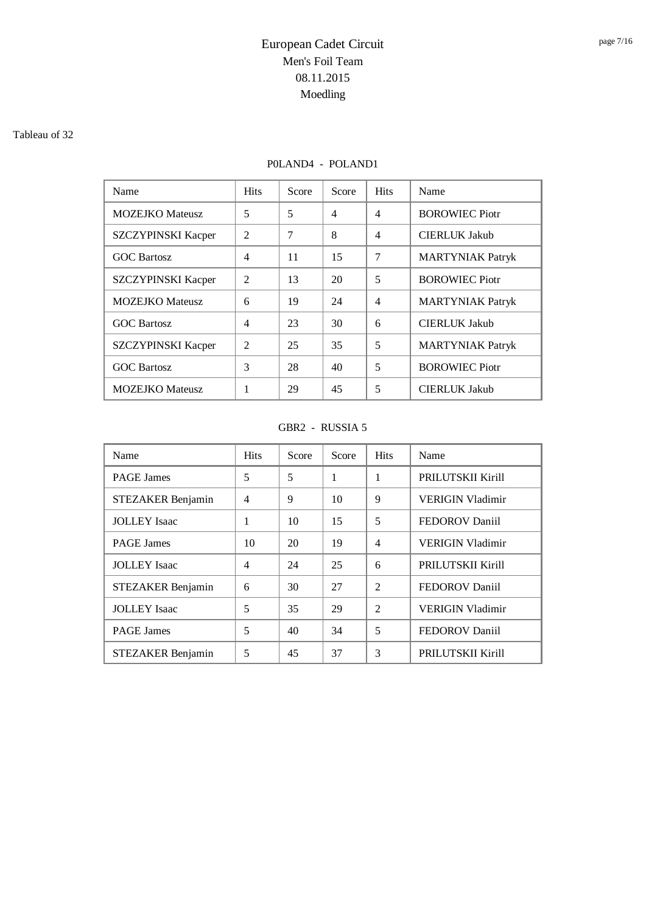# European Cadet Circuit
## Men's Foil Team
## 08.11.2015
## Moedling

Tableau of 32

P0LAND4 - POLAND1

| Name | Hits | Score | Score | Hits | Name |
|---|---|---|---|---|---|
| MOZEJKO Mateusz | 5 | 5 | 4 | 4 | BOROWIEC Piotr |
| SZCZYPINSKI Kacper | 2 | 7 | 8 | 4 | CIERLUK Jakub |
| GOC Bartosz | 4 | 11 | 15 | 7 | MARTYNIAK Patryk |
| SZCZYPINSKI Kacper | 2 | 13 | 20 | 5 | BOROWIEC Piotr |
| MOZEJKO Mateusz | 6 | 19 | 24 | 4 | MARTYNIAK Patryk |
| GOC Bartosz | 4 | 23 | 30 | 6 | CIERLUK Jakub |
| SZCZYPINSKI Kacper | 2 | 25 | 35 | 5 | MARTYNIAK Patryk |
| GOC Bartosz | 3 | 28 | 40 | 5 | BOROWIEC Piotr |
| MOZEJKO Mateusz | 1 | 29 | 45 | 5 | CIERLUK Jakub |

GBR2 - RUSSIA 5

| Name | Hits | Score | Score | Hits | Name |
|---|---|---|---|---|---|
| PAGE James | 5 | 5 | 1 | 1 | PRILUTSKII Kirill |
| STEZAKER Benjamin | 4 | 9 | 10 | 9 | VERIGIN Vladimir |
| JOLLEY Isaac | 1 | 10 | 15 | 5 | FEDOROV Daniil |
| PAGE James | 10 | 20 | 19 | 4 | VERIGIN Vladimir |
| JOLLEY Isaac | 4 | 24 | 25 | 6 | PRILUTSKII Kirill |
| STEZAKER Benjamin | 6 | 30 | 27 | 2 | FEDOROV Daniil |
| JOLLEY Isaac | 5 | 35 | 29 | 2 | VERIGIN Vladimir |
| PAGE James | 5 | 40 | 34 | 5 | FEDOROV Daniil |
| STEZAKER Benjamin | 5 | 45 | 37 | 3 | PRILUTSKII Kirill |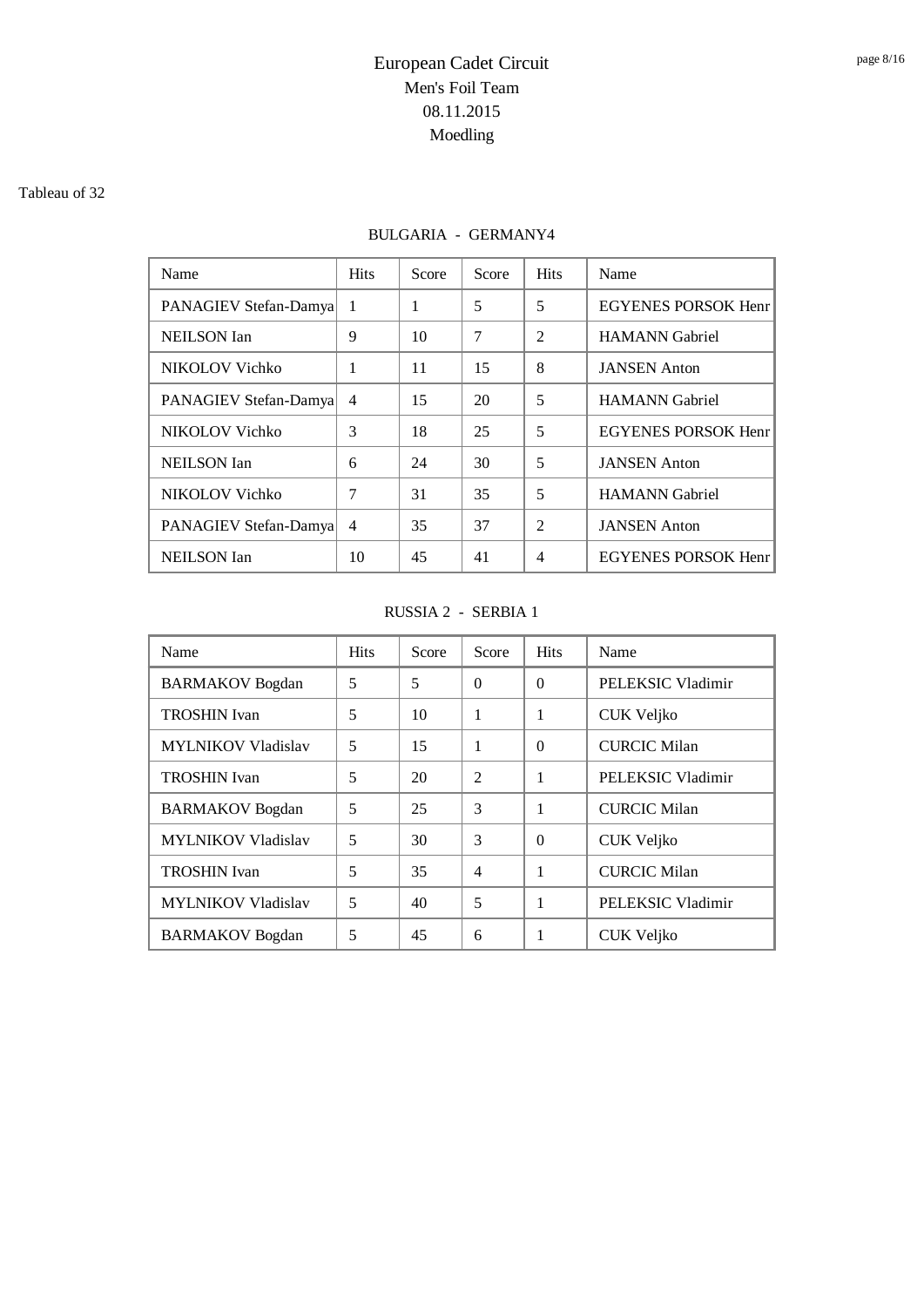# European Cadet Circuit
## Men's Foil Team
## 08.11.2015
## Moedling

Tableau of 32

BULGARIA - GERMANY4

| Name | Hits | Score | Score | Hits | Name |
|---|---|---|---|---|---|
| PANAGIEV Stefan-Damya | 1 | 1 | 5 | 5 | EGYENES PORSOK Henr |
| NEILSON Ian | 9 | 10 | 7 | 2 | HAMANN Gabriel |
| NIKOLOV Vichko | 1 | 11 | 15 | 8 | JANSEN Anton |
| PANAGIEV Stefan-Damya | 4 | 15 | 20 | 5 | HAMANN Gabriel |
| NIKOLOV Vichko | 3 | 18 | 25 | 5 | EGYENES PORSOK Henr |
| NEILSON Ian | 6 | 24 | 30 | 5 | JANSEN Anton |
| NIKOLOV Vichko | 7 | 31 | 35 | 5 | HAMANN Gabriel |
| PANAGIEV Stefan-Damya | 4 | 35 | 37 | 2 | JANSEN Anton |
| NEILSON Ian | 10 | 45 | 41 | 4 | EGYENES PORSOK Henr |

RUSSIA 2 - SERBIA 1

| Name | Hits | Score | Score | Hits | Name |
|---|---|---|---|---|---|
| BARMAKOV Bogdan | 5 | 5 | 0 | 0 | PELEKSIC Vladimir |
| TROSHIN Ivan | 5 | 10 | 1 | 1 | CUK Veljko |
| MYLNIKOV Vladislav | 5 | 15 | 1 | 0 | CURCIC Milan |
| TROSHIN Ivan | 5 | 20 | 2 | 1 | PELEKSIC Vladimir |
| BARMAKOV Bogdan | 5 | 25 | 3 | 1 | CURCIC Milan |
| MYLNIKOV Vladislav | 5 | 30 | 3 | 0 | CUK Veljko |
| TROSHIN Ivan | 5 | 35 | 4 | 1 | CURCIC Milan |
| MYLNIKOV Vladislav | 5 | 40 | 5 | 1 | PELEKSIC Vladimir |
| BARMAKOV Bogdan | 5 | 45 | 6 | 1 | CUK Veljko |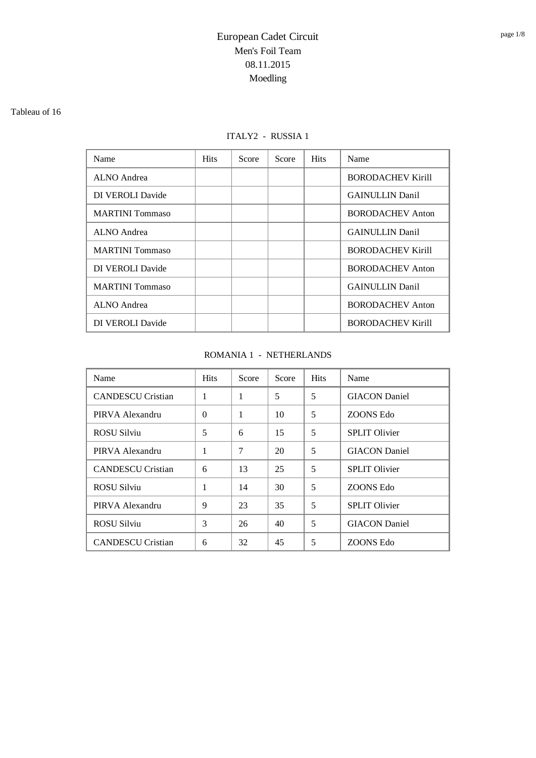# European Cadet Circuit
## Men's Foil Team
## 08.11.2015
## Moedling

Tableau of 16

ITALY2 - RUSSIA 1

| Name | Hits | Score | Score | Hits | Name |
|---|---|---|---|---|---|
| ALNO Andrea | | | | | BORODACHEV Kirill |
| DI VEROLI Davide | | | | | GAINULLIN Danil |
| MARTINI Tommaso | | | | | BORODACHEV Anton |
| ALNO Andrea | | | | | GAINULLIN Danil |
| MARTINI Tommaso | | | | | BORODACHEV Kirill |
| DI VEROLI Davide | | | | | BORODACHEV Anton |
| MARTINI Tommaso | | | | | GAINULLIN Danil |
| ALNO Andrea | | | | | BORODACHEV Anton |
| DI VEROLI Davide | | | | | BORODACHEV Kirill |

ROMANIA 1 - NETHERLANDS

| Name | Hits | Score | Score | Hits | Name |
|---|---|---|---|---|---|
| CANDESCU Cristian | 1 | 1 | 5 | 5 | GIACON Daniel |
| PIRVA Alexandru | 0 | 1 | 10 | 5 | ZOONS Edo |
| ROSU Silviu | 5 | 6 | 15 | 5 | SPLIT Olivier |
| PIRVA Alexandru | 1 | 7 | 20 | 5 | GIACON Daniel |
| CANDESCU Cristian | 6 | 13 | 25 | 5 | SPLIT Olivier |
| ROSU Silviu | 1 | 14 | 30 | 5 | ZOONS Edo |
| PIRVA Alexandru | 9 | 23 | 35 | 5 | SPLIT Olivier |
| ROSU Silviu | 3 | 26 | 40 | 5 | GIACON Daniel |
| CANDESCU Cristian | 6 | 32 | 45 | 5 | ZOONS Edo |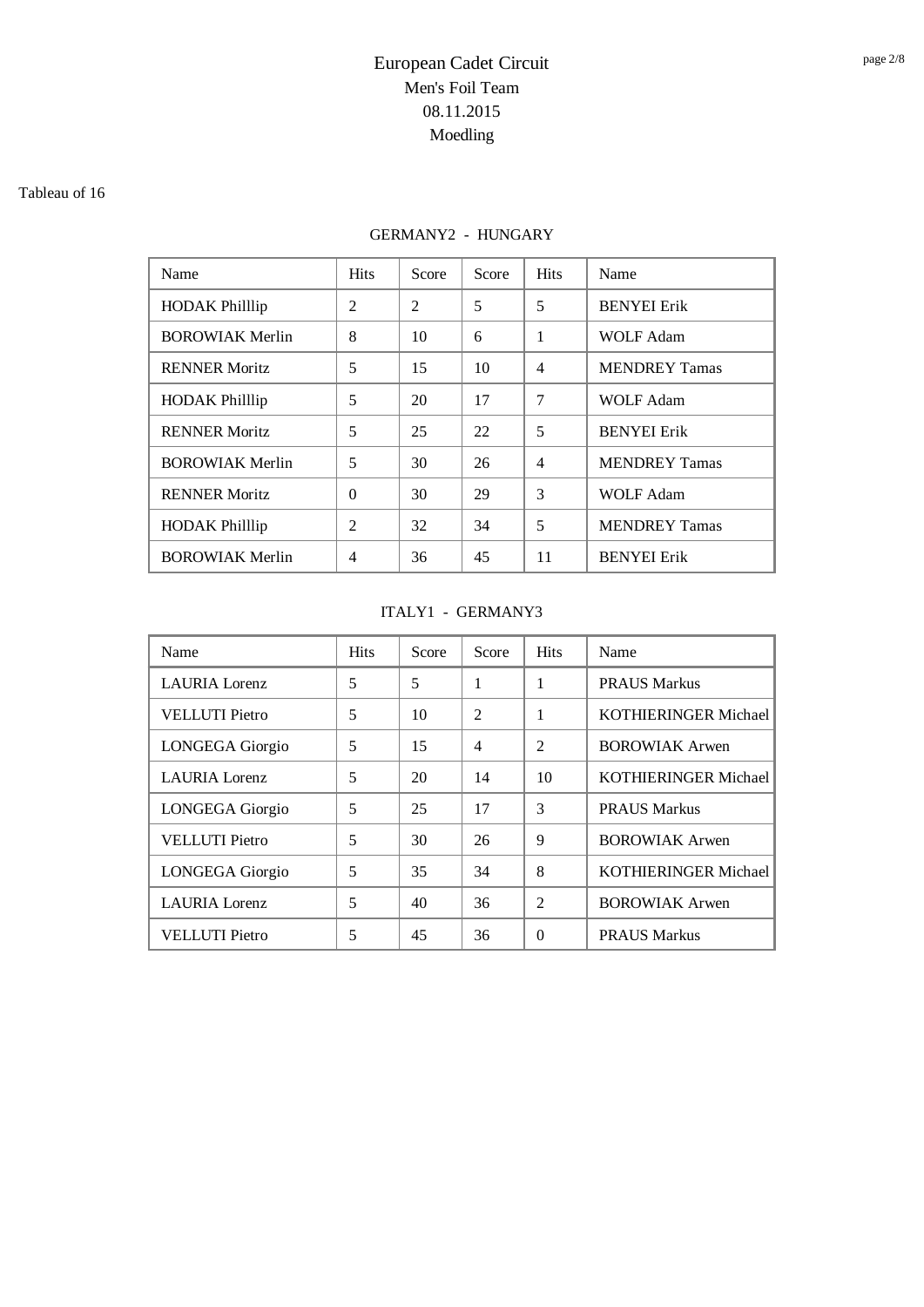# European Cadet Circuit
## Men's Foil Team
## 08.11.2015
## Moedling

Tableau of 16

### GERMANY2 - HUNGARY

| Name | Hits | Score | Score | Hits | Name |
|---|---|---|---|---|---|
| HODAK Philllip | 2 | 2 | 5 | 5 | BENYEI Erik |
| BOROWIAK Merlin | 8 | 10 | 6 | 1 | WOLF Adam |
| RENNER Moritz | 5 | 15 | 10 | 4 | MENDREY Tamas |
| HODAK Philllip | 5 | 20 | 17 | 7 | WOLF Adam |
| RENNER Moritz | 5 | 25 | 22 | 5 | BENYEI Erik |
| BOROWIAK Merlin | 5 | 30 | 26 | 4 | MENDREY Tamas |
| RENNER Moritz | 0 | 30 | 29 | 3 | WOLF Adam |
| HODAK Philllip | 2 | 32 | 34 | 5 | MENDREY Tamas |
| BOROWIAK Merlin | 4 | 36 | 45 | 11 | BENYEI Erik |

### ITALY1 - GERMANY3

| Name | Hits | Score | Score | Hits | Name |
|---|---|---|---|---|---|
| LAURIA Lorenz | 5 | 5 | 1 | 1 | PRAUS Markus |
| VELLUTI Pietro | 5 | 10 | 2 | 1 | KOTHIERINGER Michael |
| LONGEGA Giorgio | 5 | 15 | 4 | 2 | BOROWIAK Arwen |
| LAURIA Lorenz | 5 | 20 | 14 | 10 | KOTHIERINGER Michael |
| LONGEGA Giorgio | 5 | 25 | 17 | 3 | PRAUS Markus |
| VELLUTI Pietro | 5 | 30 | 26 | 9 | BOROWIAK Arwen |
| LONGEGA Giorgio | 5 | 35 | 34 | 8 | KOTHIERINGER Michael |
| LAURIA Lorenz | 5 | 40 | 36 | 2 | BOROWIAK Arwen |
| VELLUTI Pietro | 5 | 45 | 36 | 0 | PRAUS Markus |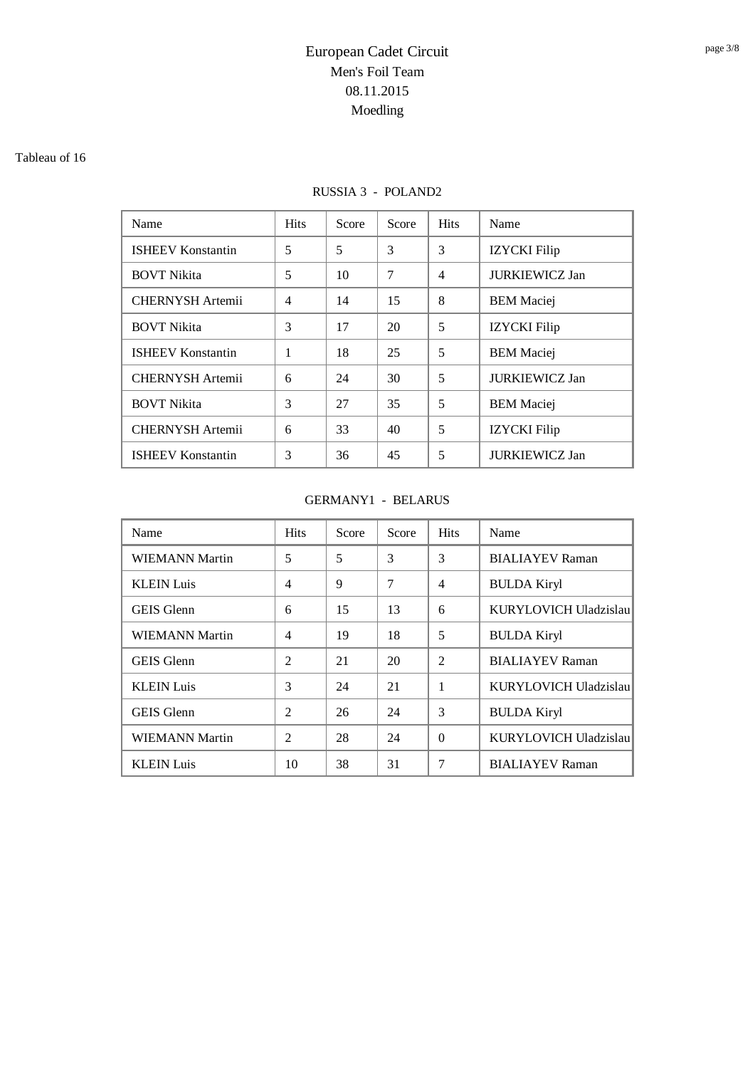# European Cadet Circuit
## Men's Foil Team
## 08.11.2015
## Moedling

Tableau of 16

RUSSIA 3 - POLAND2

| Name | Hits | Score | Score | Hits | Name |
|---|---|---|---|---|---|
| ISHEEV Konstantin | 5 | 5 | 3 | 3 | IZYCKI Filip |
| BOVT Nikita | 5 | 10 | 7 | 4 | JURKIEWICZ Jan |
| CHERNYSH Artemii | 4 | 14 | 15 | 8 | BEM Maciej |
| BOVT Nikita | 3 | 17 | 20 | 5 | IZYCKI Filip |
| ISHEEV Konstantin | 1 | 18 | 25 | 5 | BEM Maciej |
| CHERNYSH Artemii | 6 | 24 | 30 | 5 | JURKIEWICZ Jan |
| BOVT Nikita | 3 | 27 | 35 | 5 | BEM Maciej |
| CHERNYSH Artemii | 6 | 33 | 40 | 5 | IZYCKI Filip |
| ISHEEV Konstantin | 3 | 36 | 45 | 5 | JURKIEWICZ Jan |

GERMANY1 - BELARUS

| Name | Hits | Score | Score | Hits | Name |
|---|---|---|---|---|---|
| WIEMANN Martin | 5 | 5 | 3 | 3 | BIALIAYEV Raman |
| KLEIN Luis | 4 | 9 | 7 | 4 | BULDA Kiryl |
| GEIS Glenn | 6 | 15 | 13 | 6 | KURYLOVICH Uladzislau |
| WIEMANN Martin | 4 | 19 | 18 | 5 | BULDA Kiryl |
| GEIS Glenn | 2 | 21 | 20 | 2 | BIALIAYEV Raman |
| KLEIN Luis | 3 | 24 | 21 | 1 | KURYLOVICH Uladzislau |
| GEIS Glenn | 2 | 26 | 24 | 3 | BULDA Kiryl |
| WIEMANN Martin | 2 | 28 | 24 | 0 | KURYLOVICH Uladzislau |
| KLEIN Luis | 10 | 38 | 31 | 7 | BIALIAYEV Raman |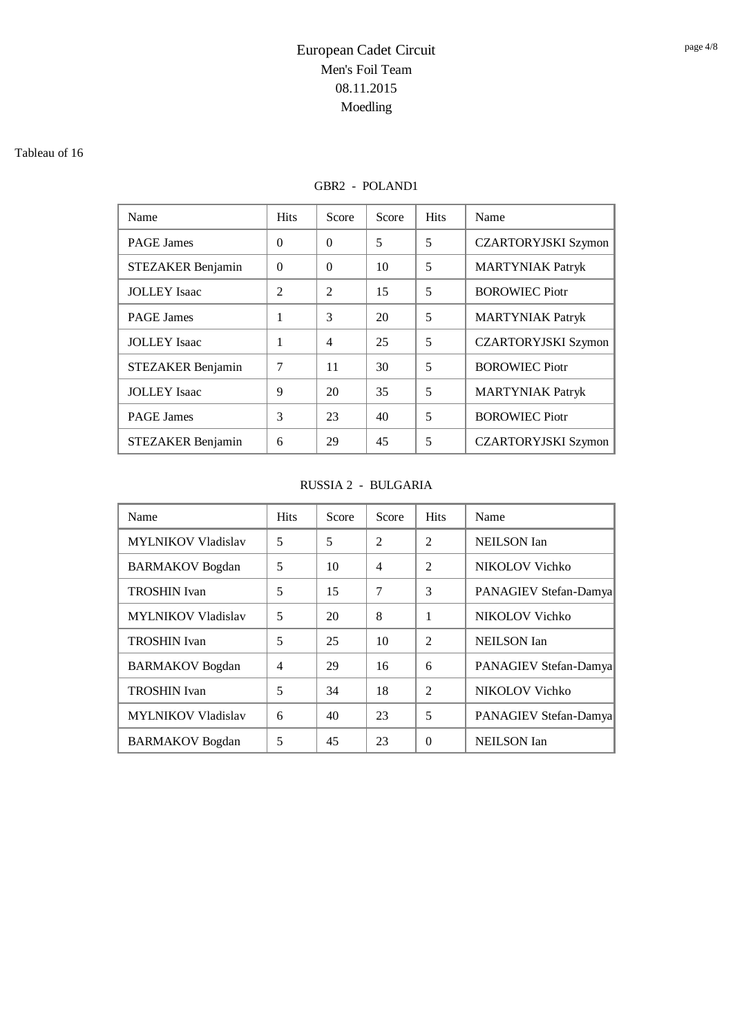# European Cadet Circuit
## Men's Foil Team
## 08.11.2015
## Moedling

Tableau of 16

### GBR2 - POLAND1

| Name | Hits | Score | Score | Hits | Name |
|---|---|---|---|---|---|
| PAGE James | 0 | 0 | 5 | 5 | CZARTORYJSKI Szymon |
| STEZAKER Benjamin | 0 | 0 | 10 | 5 | MARTYNIAK Patryk |
| JOLLEY Isaac | 2 | 2 | 15 | 5 | BOROWIEC Piotr |
| PAGE James | 1 | 3 | 20 | 5 | MARTYNIAK Patryk |
| JOLLEY Isaac | 1 | 4 | 25 | 5 | CZARTORYJSKI Szymon |
| STEZAKER Benjamin | 7 | 11 | 30 | 5 | BOROWIEC Piotr |
| JOLLEY Isaac | 9 | 20 | 35 | 5 | MARTYNIAK Patryk |
| PAGE James | 3 | 23 | 40 | 5 | BOROWIEC Piotr |
| STEZAKER Benjamin | 6 | 29 | 45 | 5 | CZARTORYJSKI Szymon |

### RUSSIA 2 - BULGARIA

| Name | Hits | Score | Score | Hits | Name |
|---|---|---|---|---|---|
| MYLNIKOV Vladislav | 5 | 5 | 2 | 2 | NEILSON Ian |
| BARMAKOV Bogdan | 5 | 10 | 4 | 2 | NIKOLOV Vichko |
| TROSHIN Ivan | 5 | 15 | 7 | 3 | PANAGIEV Stefan-Damya |
| MYLNIKOV Vladislav | 5 | 20 | 8 | 1 | NIKOLOV Vichko |
| TROSHIN Ivan | 5 | 25 | 10 | 2 | NEILSON Ian |
| BARMAKOV Bogdan | 4 | 29 | 16 | 6 | PANAGIEV Stefan-Damya |
| TROSHIN Ivan | 5 | 34 | 18 | 2 | NIKOLOV Vichko |
| MYLNIKOV Vladislav | 6 | 40 | 23 | 5 | PANAGIEV Stefan-Damya |
| BARMAKOV Bogdan | 5 | 45 | 23 | 0 | NEILSON Ian |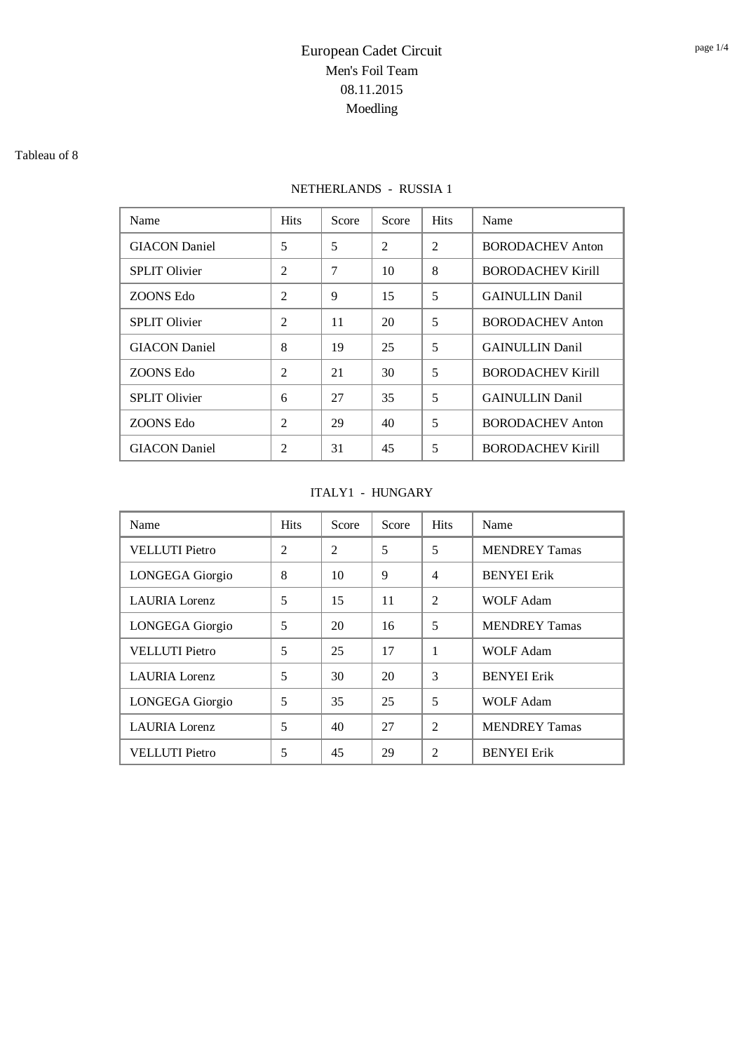# European Cadet Circuit

## Men's Foil Team

## 08.11.2015

## Moedling

Tableau of 8

### NETHERLANDS - RUSSIA 1

| Name | Hits | Score | Score | Hits | Name |
|---|---|---|---|---|---|
| GIACON Daniel | 5 | 5 | 2 | 2 | BORODACHEV Anton |
| SPLIT Olivier | 2 | 7 | 10 | 8 | BORODACHEV Kirill |
| ZOONS Edo | 2 | 9 | 15 | 5 | GAINULLIN Danil |
| SPLIT Olivier | 2 | 11 | 20 | 5 | BORODACHEV Anton |
| GIACON Daniel | 8 | 19 | 25 | 5 | GAINULLIN Danil |
| ZOONS Edo | 2 | 21 | 30 | 5 | BORODACHEV Kirill |
| SPLIT Olivier | 6 | 27 | 35 | 5 | GAINULLIN Danil |
| ZOONS Edo | 2 | 29 | 40 | 5 | BORODACHEV Anton |
| GIACON Daniel | 2 | 31 | 45 | 5 | BORODACHEV Kirill |

### ITALY1 - HUNGARY

| Name | Hits | Score | Score | Hits | Name |
|---|---|---|---|---|---|
| VELLUTI Pietro | 2 | 2 | 5 | 5 | MENDREY Tamas |
| LONGEGA Giorgio | 8 | 10 | 9 | 4 | BENYEI Erik |
| LAURIA Lorenz | 5 | 15 | 11 | 2 | WOLF Adam |
| LONGEGA Giorgio | 5 | 20 | 16 | 5 | MENDREY Tamas |
| VELLUTI Pietro | 5 | 25 | 17 | 1 | WOLF Adam |
| LAURIA Lorenz | 5 | 30 | 20 | 3 | BENYEI Erik |
| LONGEGA Giorgio | 5 | 35 | 25 | 5 | WOLF Adam |
| LAURIA Lorenz | 5 | 40 | 27 | 2 | MENDREY Tamas |
| VELLUTI Pietro | 5 | 45 | 29 | 2 | BENYEI Erik |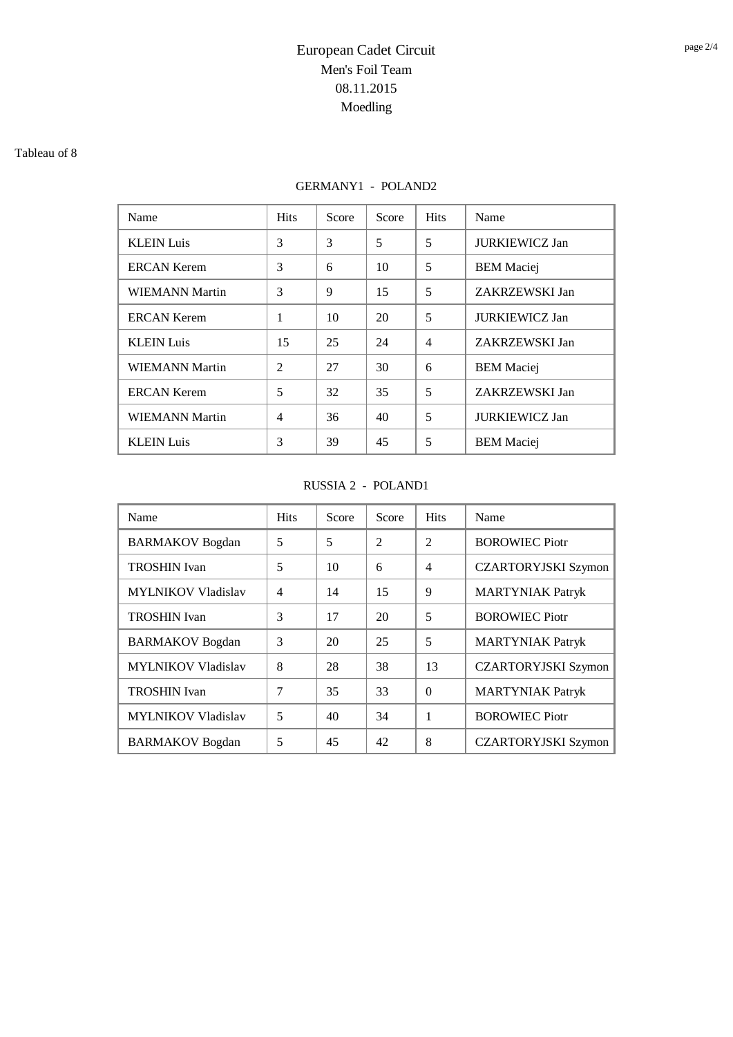# European Cadet Circuit
Men's Foil Team
08.11.2015
Moedling

Tableau of 8

GERMANY1 - POLAND2

| Name | Hits | Score | Score | Hits | Name |
|---|---|---|---|---|---|
| KLEIN Luis | 3 | 3 | 5 | 5 | JURKIEWICZ Jan |
| ERCAN Kerem | 3 | 6 | 10 | 5 | BEM Maciej |
| WIEMANN Martin | 3 | 9 | 15 | 5 | ZAKRZEWSKI Jan |
| ERCAN Kerem | 1 | 10 | 20 | 5 | JURKIEWICZ Jan |
| KLEIN Luis | 15 | 25 | 24 | 4 | ZAKRZEWSKI Jan |
| WIEMANN Martin | 2 | 27 | 30 | 6 | BEM Maciej |
| ERCAN Kerem | 5 | 32 | 35 | 5 | ZAKRZEWSKI Jan |
| WIEMANN Martin | 4 | 36 | 40 | 5 | JURKIEWICZ Jan |
| KLEIN Luis | 3 | 39 | 45 | 5 | BEM Maciej |

RUSSIA 2 - POLAND1

| Name | Hits | Score | Score | Hits | Name |
|---|---|---|---|---|---|
| BARMAKOV Bogdan | 5 | 5 | 2 | 2 | BOROWIEC Piotr |
| TROSHIN Ivan | 5 | 10 | 6 | 4 | CZARTORYJSKI Szymon |
| MYLNIKOV Vladislav | 4 | 14 | 15 | 9 | MARTYNIAK Patryk |
| TROSHIN Ivan | 3 | 17 | 20 | 5 | BOROWIEC Piotr |
| BARMAKOV Bogdan | 3 | 20 | 25 | 5 | MARTYNIAK Patryk |
| MYLNIKOV Vladislav | 8 | 28 | 38 | 13 | CZARTORYJSKI Szymon |
| TROSHIN Ivan | 7 | 35 | 33 | 0 | MARTYNIAK Patryk |
| MYLNIKOV Vladislav | 5 | 40 | 34 | 1 | BOROWIEC Piotr |
| BARMAKOV Bogdan | 5 | 45 | 42 | 8 | CZARTORYJSKI Szymon |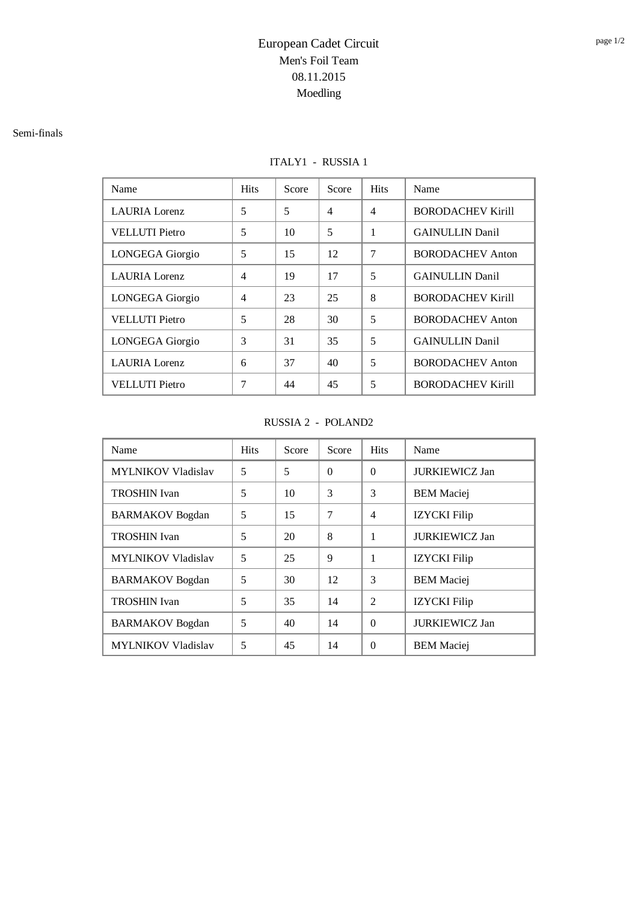# European Cadet Circuit

## Men's Foil Team

08.11.2015

Moedling

Semi-finals

ITALY1 - RUSSIA 1

| Name | Hits | Score | Score | Hits | Name |
|---|---|---|---|---|---|
| LAURIA Lorenz | 5 | 5 | 4 | 4 | BORODACHEV Kirill |
| VELLUTI Pietro | 5 | 10 | 5 | 1 | GAINULLIN Danil |
| LONGEGA Giorgio | 5 | 15 | 12 | 7 | BORODACHEV Anton |
| LAURIA Lorenz | 4 | 19 | 17 | 5 | GAINULLIN Danil |
| LONGEGA Giorgio | 4 | 23 | 25 | 8 | BORODACHEV Kirill |
| VELLUTI Pietro | 5 | 28 | 30 | 5 | BORODACHEV Anton |
| LONGEGA Giorgio | 3 | 31 | 35 | 5 | GAINULLIN Danil |
| LAURIA Lorenz | 6 | 37 | 40 | 5 | BORODACHEV Anton |
| VELLUTI Pietro | 7 | 44 | 45 | 5 | BORODACHEV Kirill |

RUSSIA 2 - POLAND2

| Name | Hits | Score | Score | Hits | Name |
|---|---|---|---|---|---|
| MYLNIKOV Vladislav | 5 | 5 | 0 | 0 | JURKIEWICZ Jan |
| TROSHIN Ivan | 5 | 10 | 3 | 3 | BEM Maciej |
| BARMAKOV Bogdan | 5 | 15 | 7 | 4 | IZYCKI Filip |
| TROSHIN Ivan | 5 | 20 | 8 | 1 | JURKIEWICZ Jan |
| MYLNIKOV Vladislav | 5 | 25 | 9 | 1 | IZYCKI Filip |
| BARMAKOV Bogdan | 5 | 30 | 12 | 3 | BEM Maciej |
| TROSHIN Ivan | 5 | 35 | 14 | 2 | IZYCKI Filip |
| BARMAKOV Bogdan | 5 | 40 | 14 | 0 | JURKIEWICZ Jan |
| MYLNIKOV Vladislav | 5 | 45 | 14 | 0 | BEM Maciej |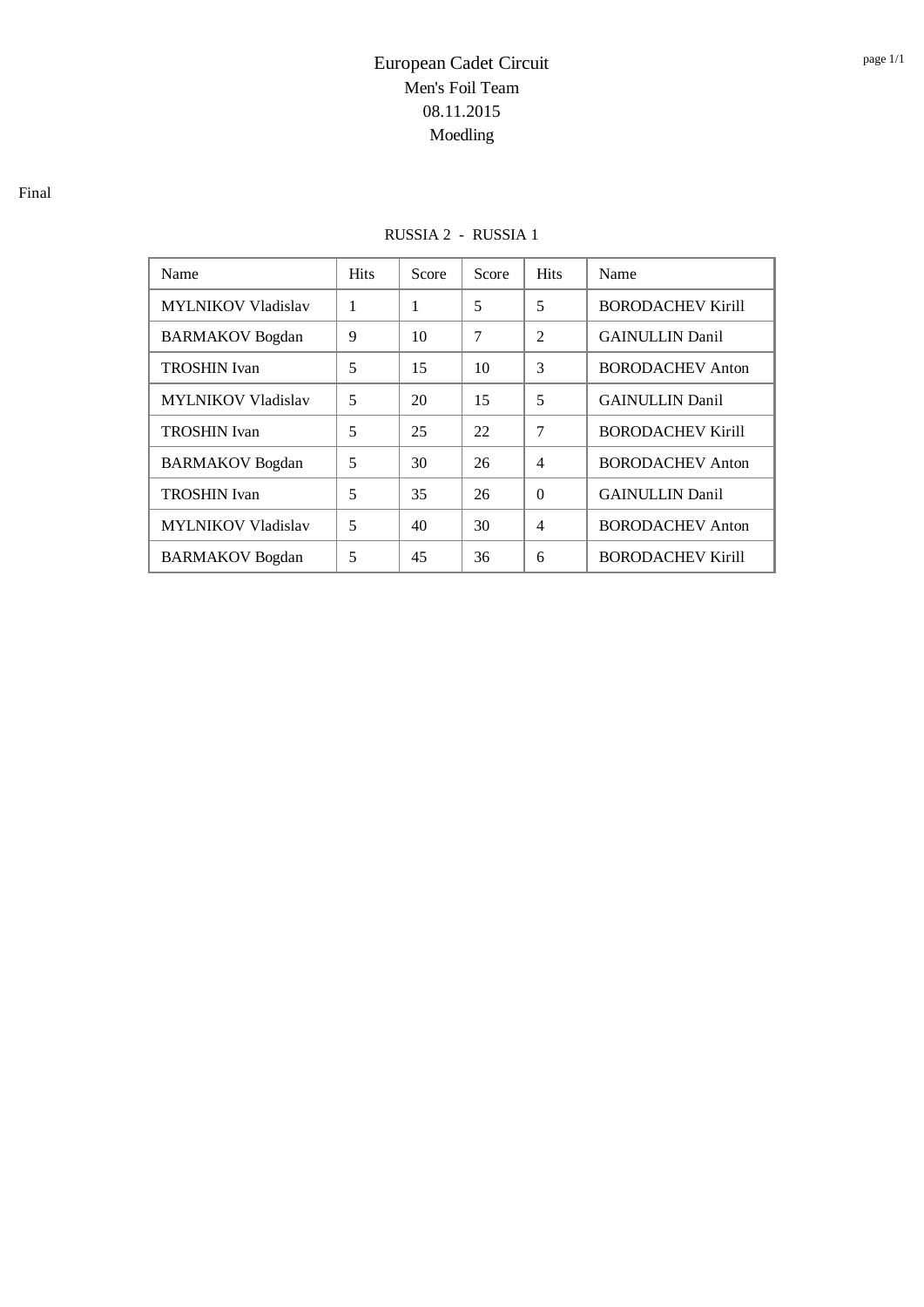# European Cadet Circuit

Men's Foil Team

08.11.2015

Moedling

Final

RUSSIA 2 - RUSSIA 1

| Name | Hits | Score | Score | Hits | Name |
|---|---|---|---|---|---|
| MYLNIKOV Vladislav | 1 | 1 | 5 | 5 | BORODACHEV Kirill |
| BARMAKOV Bogdan | 9 | 10 | 7 | 2 | GAINULLIN Danil |
| TROSHIN Ivan | 5 | 15 | 10 | 3 | BORODACHEV Anton |
| MYLNIKOV Vladislav | 5 | 20 | 15 | 5 | GAINULLIN Danil |
| TROSHIN Ivan | 5 | 25 | 22 | 7 | BORODACHEV Kirill |
| BARMAKOV Bogdan | 5 | 30 | 26 | 4 | BORODACHEV Anton |
| TROSHIN Ivan | 5 | 35 | 26 | 0 | GAINULLIN Danil |
| MYLNIKOV Vladislav | 5 | 40 | 30 | 4 | BORODACHEV Anton |
| BARMAKOV Bogdan | 5 | 45 | 36 | 6 | BORODACHEV Kirill |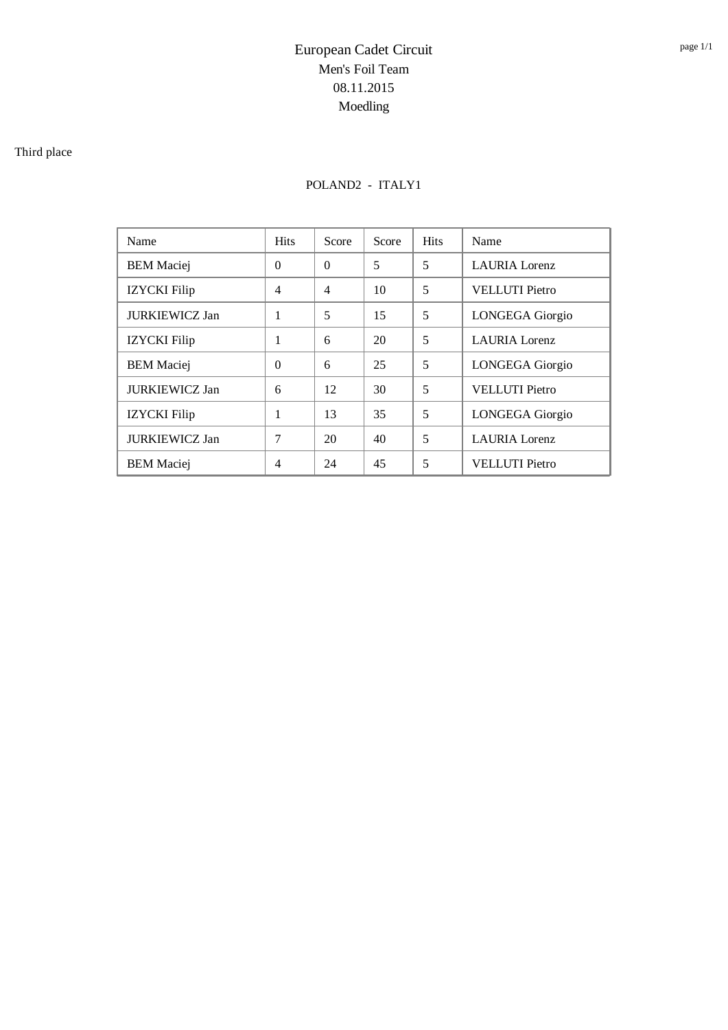# European Cadet Circuit

Men's Foil Team

08.11.2015

Moedling

Third place

POLAND2 - ITALY1

| Name | Hits | Score | Score | Hits | Name |
|---|---|---|---|---|---|
| BEM Maciej | 0 | 0 | 5 | 5 | LAURIA Lorenz |
| IZYCKI Filip | 4 | 4 | 10 | 5 | VELLUTI Pietro |
| JURKIEWICZ Jan | 1 | 5 | 15 | 5 | LONGEGA Giorgio |
| IZYCKI Filip | 1 | 6 | 20 | 5 | LAURIA Lorenz |
| BEM Maciej | 0 | 6 | 25 | 5 | LONGEGA Giorgio |
| JURKIEWICZ Jan | 6 | 12 | 30 | 5 | VELLUTI Pietro |
| IZYCKI Filip | 1 | 13 | 35 | 5 | LONGEGA Giorgio |
| JURKIEWICZ Jan | 7 | 20 | 40 | 5 | LAURIA Lorenz |
| BEM Maciej | 4 | 24 | 45 | 5 | VELLUTI Pietro |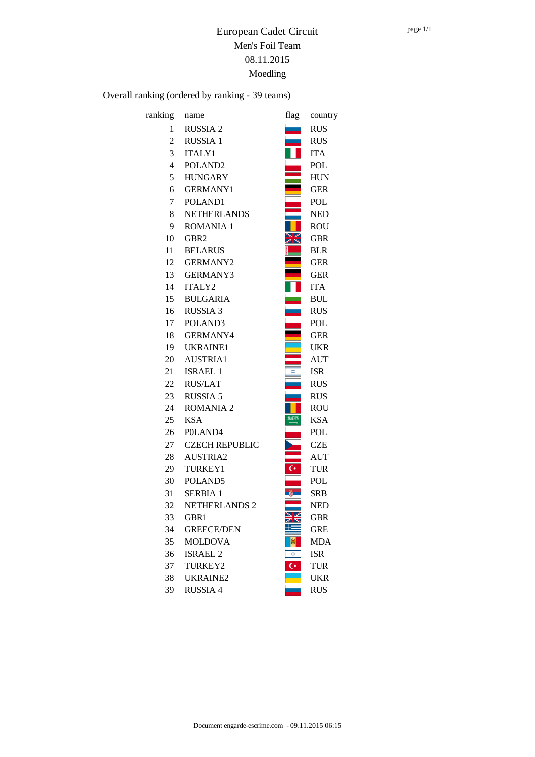# European Cadet Circuit

## Men's Foil Team

08.11.2015

Moedling

Overall ranking (ordered by ranking - 39 teams)

| ranking | name | flag | country |
|---|---|---|---|
| 1 | RUSSIA 2 | | RUS |
| 2 | RUSSIA 1 | | RUS |
| 3 | ITALY1 | | ITA |
| 4 | POLAND2 | | POL |
| 5 | HUNGARY | | HUN |
| 6 | GERMANY1 | | GER |
| 7 | POLAND1 | | POL |
| 8 | NETHERLANDS | | NED |
| 9 | ROMANIA 1 | | ROU |
| 10 | GBR2 | | GBR |
| 11 | BELARUS | | BLR |
| 12 | GERMANY2 | | GER |
| 13 | GERMANY3 | | GER |
| 14 | ITALY2 | | ITA |
| 15 | BULGARIA | | BUL |
| 16 | RUSSIA 3 | | RUS |
| 17 | POLAND3 | | POL |
| 18 | GERMANY4 | | GER |
| 19 | UKRAINE1 | | UKR |
| 20 | AUSTRIA1 | | AUT |
| 21 | ISRAEL 1 | | ISR |
| 22 | RUS/LAT | | RUS |
| 23 | RUSSIA 5 | | RUS |
| 24 | ROMANIA 2 | | ROU |
| 25 | KSA | | KSA |
| 26 | P0LAND4 | | POL |
| 27 | CZECH REPUBLIC | | CZE |
| 28 | AUSTRIA2 | | AUT |
| 29 | TURKEY1 | | TUR |
| 30 | POLAND5 | | POL |
| 31 | SERBIA 1 | | SRB |
| 32 | NETHERLANDS 2 | | NED |
| 33 | GBR1 | | GBR |
| 34 | GREECE/DEN | | GRE |
| 35 | MOLDOVA | | MDA |
| 36 | ISRAEL 2 | | ISR |
| 37 | TURKEY2 | | TUR |
| 38 | UKRAINE2 | | UKR |
| 39 | RUSSIA 4 | | RUS |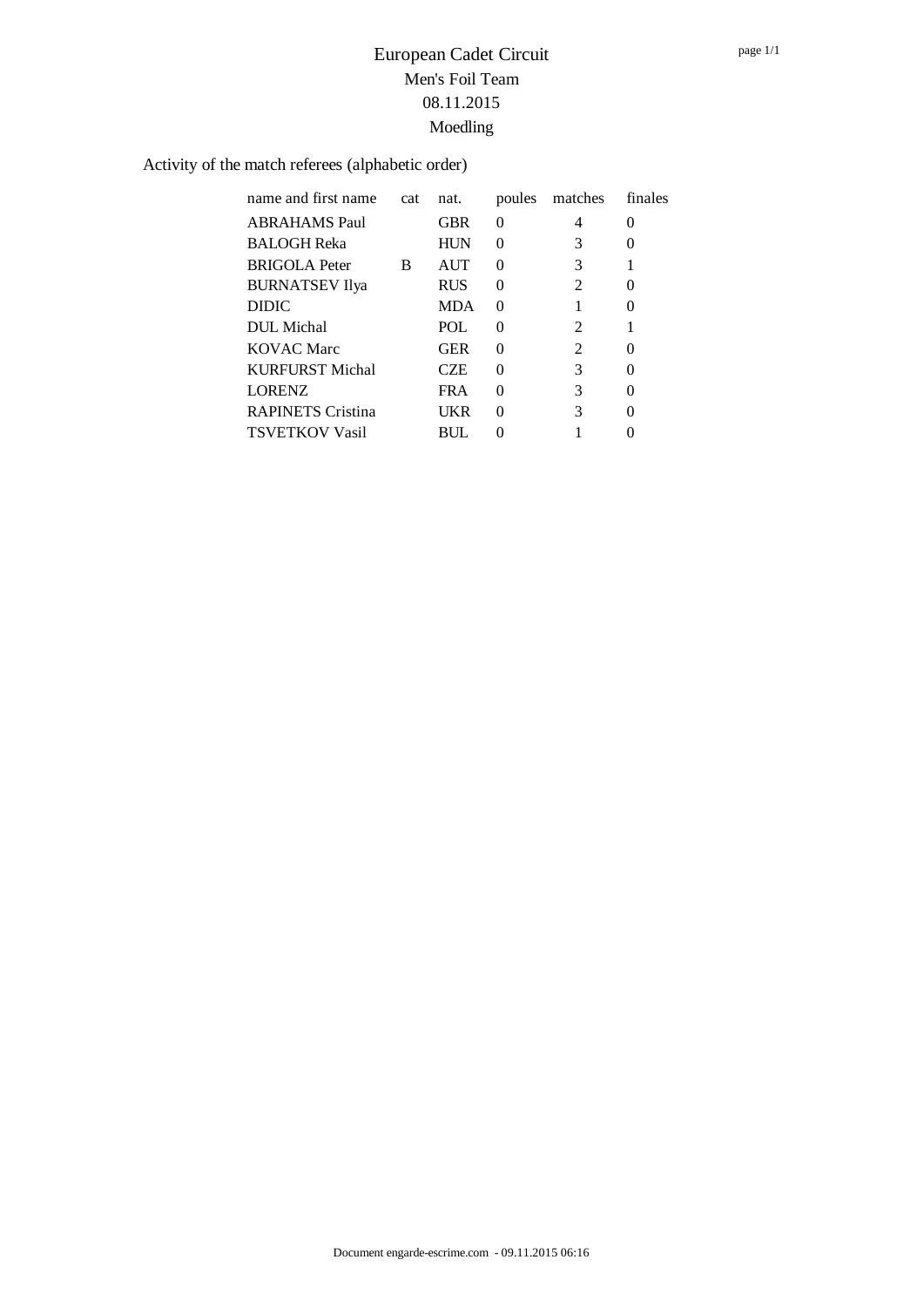# European Cadet Circuit
## Men's Foil Team
## 08.11.2015
## Moedling

Activity of the match referees (alphabetic order)

| name and first name | cat | nat. | poules | matches | finales |
|---|---|---|---|---|---|
| ABRAHAMS Paul | | GBR | 0 | 4 | 0 |
| BALOGH Reka | | HUN | 0 | 3 | 0 |
| BRIGOLA Peter | B | AUT | 0 | 3 | 1 |
| BURNATSEV Ilya | | RUS | 0 | 2 | 0 |
| DIDIC | | MDA | 0 | 1 | 0 |
| DUL Michal | | POL | 0 | 2 | 1 |
| KOVAC Marc | | GER | 0 | 2 | 0 |
| KURFURST Michal | | CZE | 0 | 3 | 0 |
| LORENZ | | FRA | 0 | 3 | 0 |
| RAPINETS Cristina | | UKR | 0 | 3 | 0 |
| TSVETKOV Vasil | | BUL | 0 | 1 | 0 |

Document engarde-escrime.com - 09.11.2015 06:16